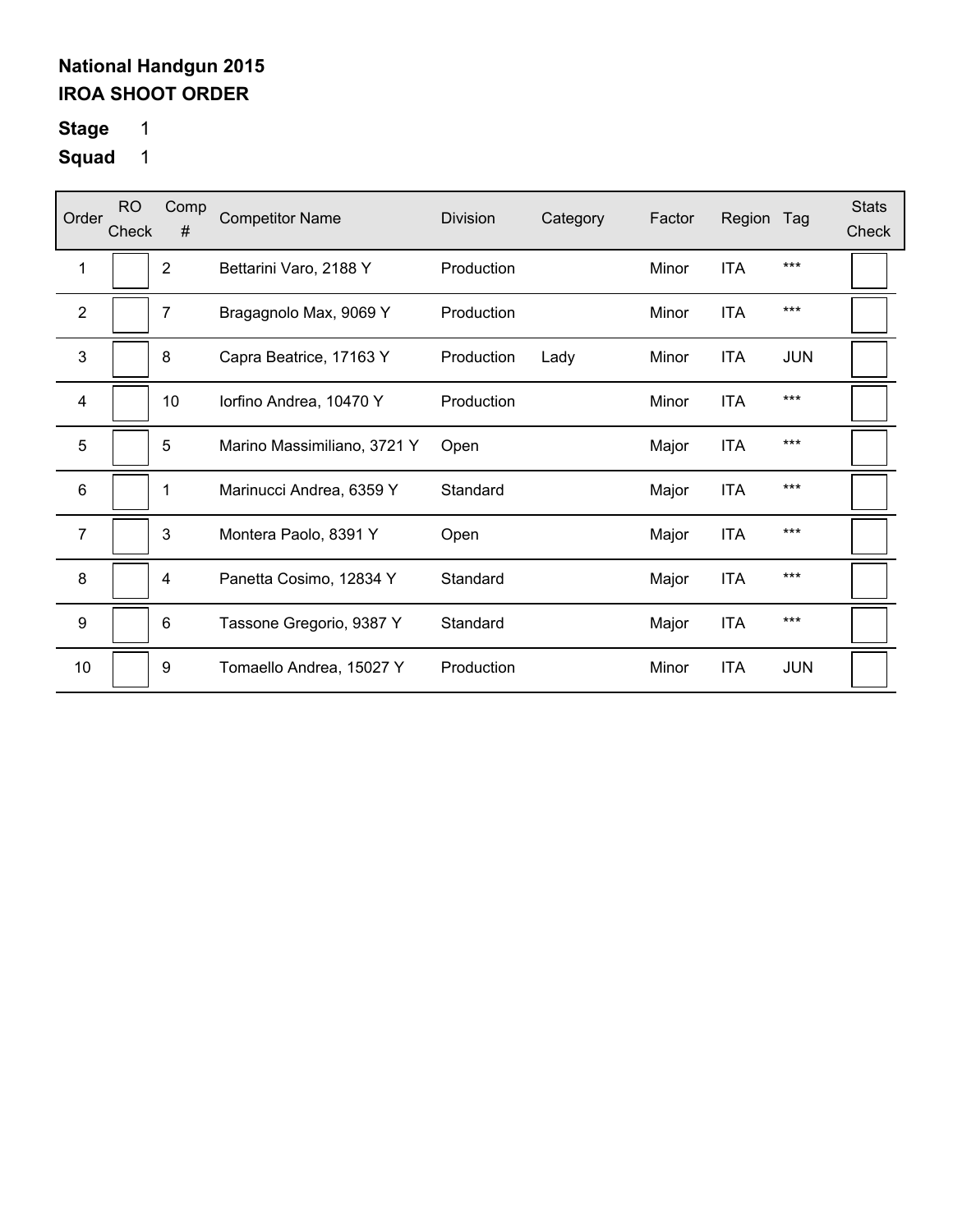**National Handgun 2015**
**IROA SHOOT ORDER**

**Stage** 1

**Squad** 1

| Order | RO Check | Comp # | Competitor Name | Division | Category | Factor | Region | Tag | Stats Check |
|---|---|---|---|---|---|---|---|---|---|
| 1 | | 2 | Bettarini Varo, 2188 Y | Production | | Minor | ITA | *** | |
| 2 | | 7 | Bragagnolo Max, 9069 Y | Production | | Minor | ITA | *** | |
| 3 | | 8 | Capra Beatrice, 17163 Y | Production | Lady | Minor | ITA | JUN | |
| 4 | | 10 | Iorfino Andrea, 10470 Y | Production | | Minor | ITA | *** | |
| 5 | | 5 | Marino Massimiliano, 3721 Y | Open | | Major | ITA | *** | |
| 6 | | 1 | Marinucci Andrea, 6359 Y | Standard | | Major | ITA | *** | |
| 7 | | 3 | Montera Paolo, 8391 Y | Open | | Major | ITA | *** | |
| 8 | | 4 | Panetta Cosimo, 12834 Y | Standard | | Major | ITA | *** | |
| 9 | | 6 | Tassone Gregorio, 9387 Y | Standard | | Major | ITA | *** | |
| 10 | | 9 | Tomaello Andrea, 15027 Y | Production | | Minor | ITA | JUN | |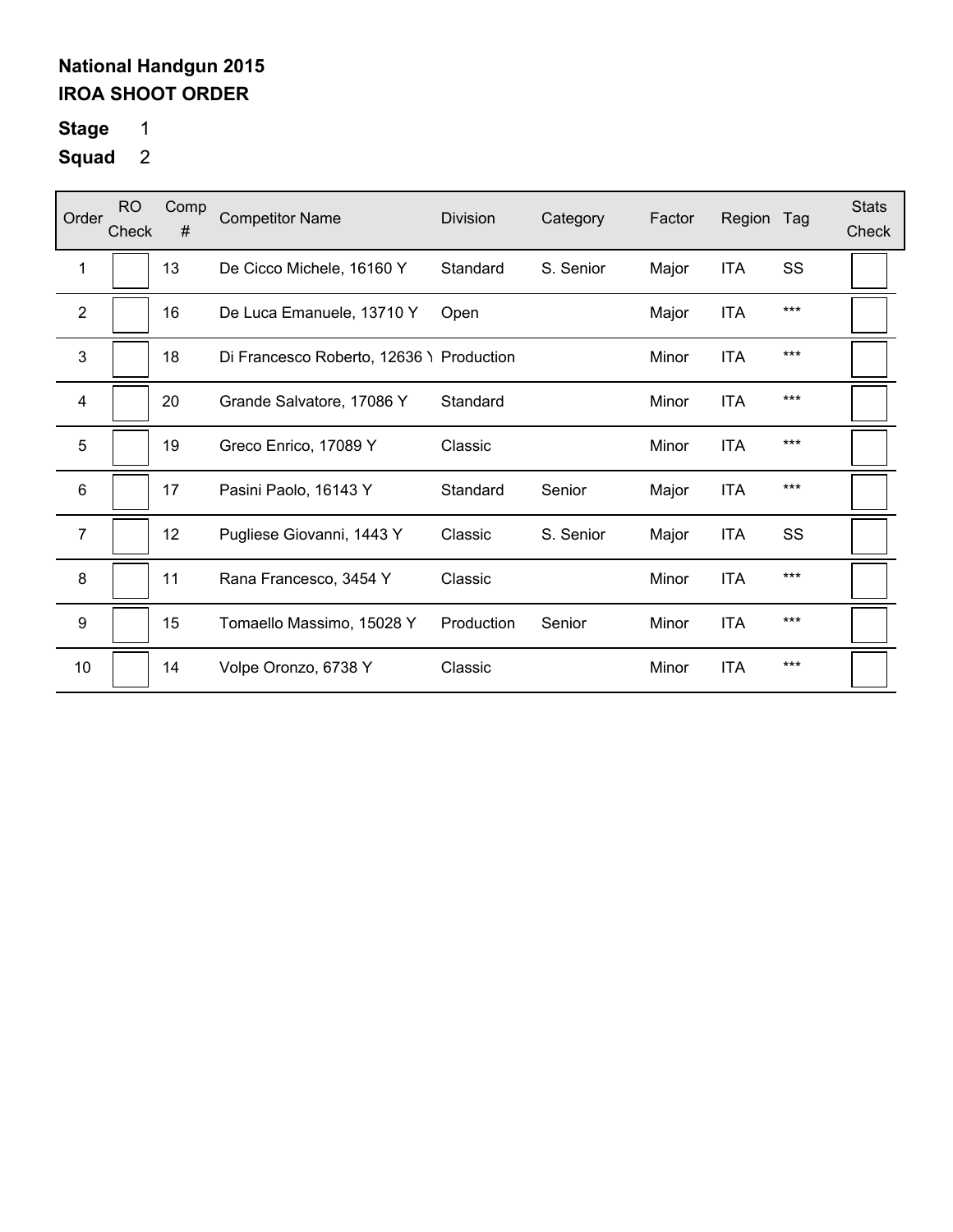**National Handgun 2015**
**IROA SHOOT ORDER**

**Stage** 1
**Squad** 2

| Order | RO Check | Comp # | Competitor Name | Division | Category | Factor | Region | Tag | Stats Check |
|---|---|---|---|---|---|---|---|---|---|
| 1 | | 13 | De Cicco Michele, 16160 Y | Standard | S. Senior | Major | ITA | SS | |
| 2 | | 16 | De Luca Emanuele, 13710 Y | Open | | Major | ITA | *** | |
| 3 | | 18 | Di Francesco Roberto, 12636 Y | Production | | Minor | ITA | *** | |
| 4 | | 20 | Grande Salvatore, 17086 Y | Standard | | Minor | ITA | *** | |
| 5 | | 19 | Greco Enrico, 17089 Y | Classic | | Minor | ITA | *** | |
| 6 | | 17 | Pasini Paolo, 16143 Y | Standard | Senior | Major | ITA | *** | |
| 7 | | 12 | Pugliese Giovanni, 1443 Y | Classic | S. Senior | Major | ITA | SS | |
| 8 | | 11 | Rana Francesco, 3454 Y | Classic | | Minor | ITA | *** | |
| 9 | | 15 | Tomaello Massimo, 15028 Y | Production | Senior | Minor | ITA | *** | |
| 10 | | 14 | Volpe Oronzo, 6738 Y | Classic | | Minor | ITA | *** | |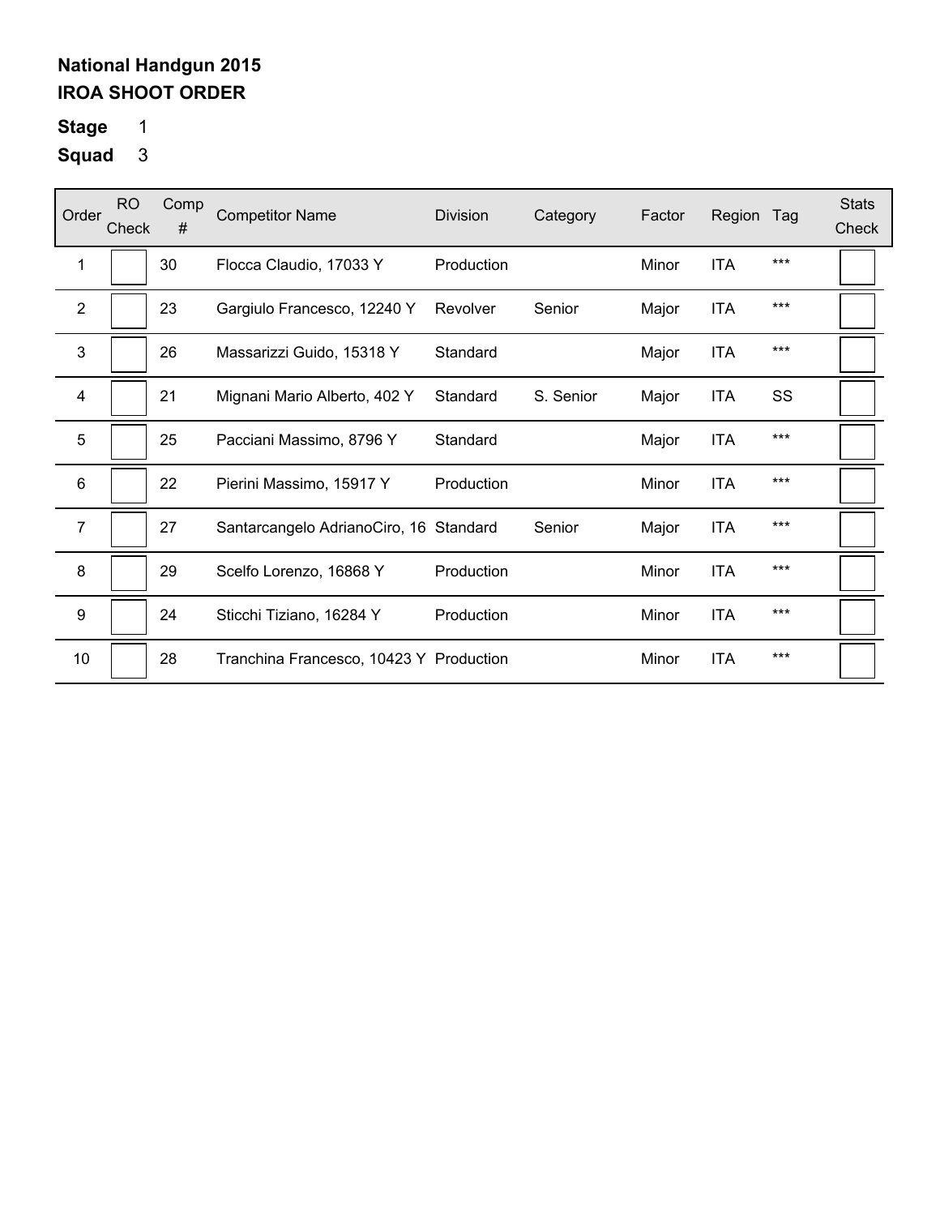**National Handgun 2015**
**IROA SHOOT ORDER**

**Stage** 1
**Squad** 3

| Order | RO Check | Comp # | Competitor Name | Division | Category | Factor | Region | Tag | Stats Check |
|---|---|---|---|---|---|---|---|---|---|
| 1 | | 30 | Flocca Claudio, 17033 Y | Production | | Minor | ITA | *** | |
| 2 | | 23 | Gargiulo Francesco, 12240 Y | Revolver | Senior | Major | ITA | *** | |
| 3 | | 26 | Massarizzi Guido, 15318 Y | Standard | | Major | ITA | *** | |
| 4 | | 21 | Mignani Mario Alberto, 402 Y | Standard | S. Senior | Major | ITA | SS | |
| 5 | | 25 | Pacciani Massimo, 8796 Y | Standard | | Major | ITA | *** | |
| 6 | | 22 | Pierini Massimo, 15917 Y | Production | | Minor | ITA | *** | |
| 7 | | 27 | Santarcangelo AdrianoCiro, 16 | Standard | Senior | Major | ITA | *** | |
| 8 | | 29 | Scelfo Lorenzo, 16868 Y | Production | | Minor | ITA | *** | |
| 9 | | 24 | Sticchi Tiziano, 16284 Y | Production | | Minor | ITA | *** | |
| 10 | | 28 | Tranchina Francesco, 10423 Y | Production | | Minor | ITA | *** | |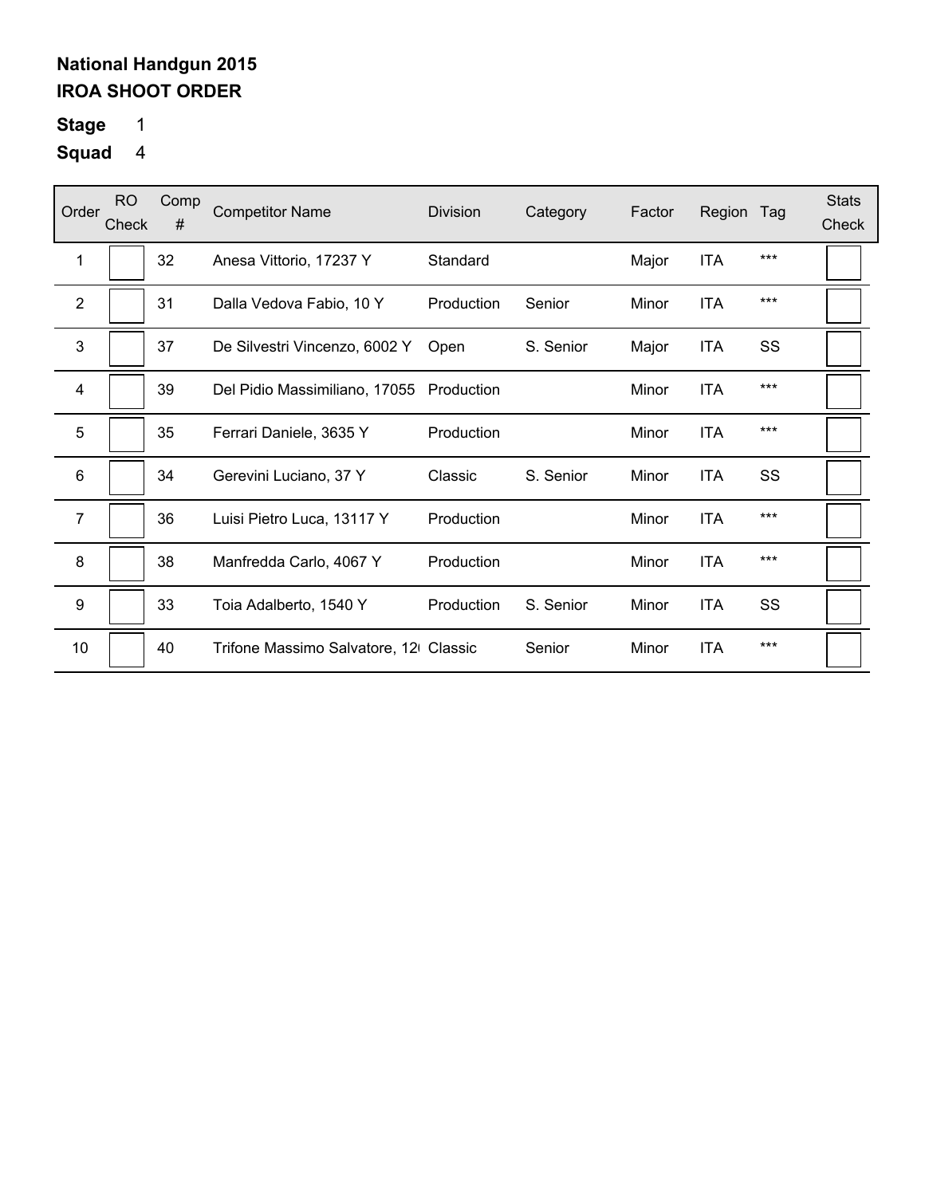**National Handgun 2015**
**IROA SHOOT ORDER**

**Stage** 1

**Squad** 4

| Order | RO Check | Comp # | Competitor Name | Division | Category | Factor | Region | Tag | Stats Check |
|---|---|---|---|---|---|---|---|---|---|
| 1 | | 32 | Anesa Vittorio, 17237 Y | Standard | | Major | ITA | *** | |
| 2 | | 31 | Dalla Vedova Fabio, 10 Y | Production | Senior | Minor | ITA | *** | |
| 3 | | 37 | De Silvestri Vincenzo, 6002 Y | Open | S. Senior | Major | ITA | SS | |
| 4 | | 39 | Del Pidio Massimiliano, 17055 | Production | | Minor | ITA | *** | |
| 5 | | 35 | Ferrari Daniele, 3635 Y | Production | | Minor | ITA | *** | |
| 6 | | 34 | Gerevini Luciano, 37 Y | Classic | S. Senior | Minor | ITA | SS | |
| 7 | | 36 | Luisi Pietro Luca, 13117 Y | Production | | Minor | ITA | *** | |
| 8 | | 38 | Manfredda Carlo, 4067 Y | Production | | Minor | ITA | *** | |
| 9 | | 33 | Toia Adalberto, 1540 Y | Production | S. Senior | Minor | ITA | SS | |
| 10 | | 40 | Trifone Massimo Salvatore, 12 | Classic | Senior | Minor | ITA | *** | |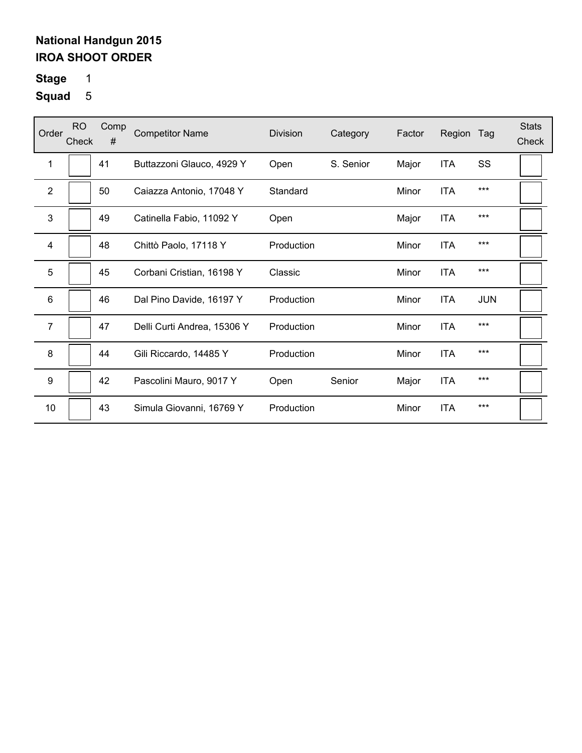**National Handgun 2015**
**IROA SHOOT ORDER**

**Stage** 1
**Squad** 5

| Order | RO Check | Comp # | Competitor Name | Division | Category | Factor | Region | Tag | Stats Check |
|---|---|---|---|---|---|---|---|---|---|
| 1 | | 41 | Buttazzoni Glauco, 4929 Y | Open | S. Senior | Major | ITA | SS | |
| 2 | | 50 | Caiazza Antonio, 17048 Y | Standard | | Minor | ITA | *** | |
| 3 | | 49 | Catinella Fabio, 11092 Y | Open | | Major | ITA | *** | |
| 4 | | 48 | Chittò Paolo, 17118 Y | Production | | Minor | ITA | *** | |
| 5 | | 45 | Corbani Cristian, 16198 Y | Classic | | Minor | ITA | *** | |
| 6 | | 46 | Dal Pino Davide, 16197 Y | Production | | Minor | ITA | JUN | |
| 7 | | 47 | Delli Curti Andrea, 15306 Y | Production | | Minor | ITA | *** | |
| 8 | | 44 | Gili Riccardo, 14485 Y | Production | | Minor | ITA | *** | |
| 9 | | 42 | Pascolini Mauro, 9017 Y | Open | Senior | Major | ITA | *** | |
| 10 | | 43 | Simula Giovanni, 16769 Y | Production | | Minor | ITA | *** | |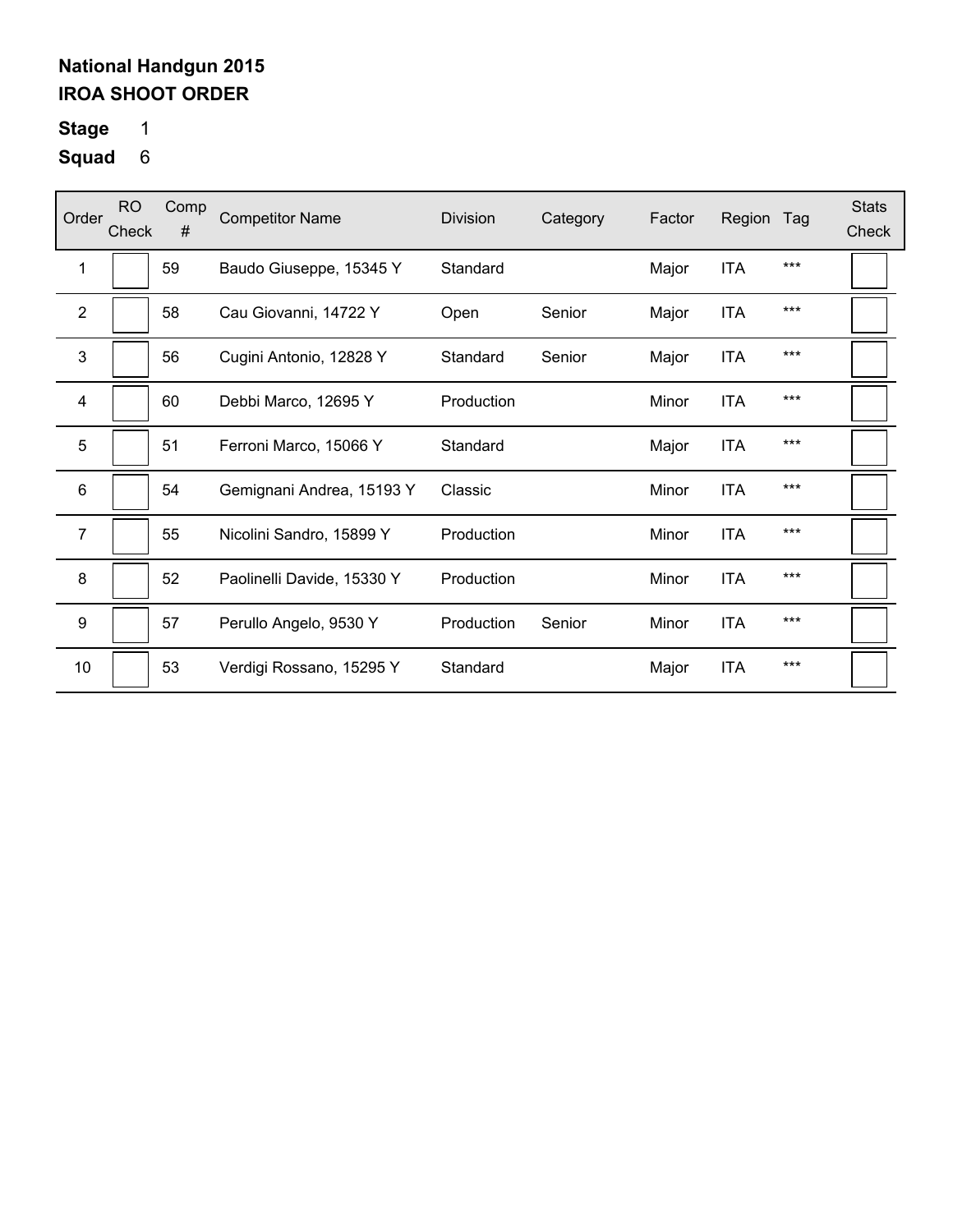**National Handgun 2015**
**IROA SHOOT ORDER**

**Stage** 1
**Squad** 6

| Order | RO Check | Comp # | Competitor Name | Division | Category | Factor | Region | Tag | Stats Check |
|---|---|---|---|---|---|---|---|---|---|
| 1 | | 59 | Baudo Giuseppe, 15345 Y | Standard | | Major | ITA | *** | |
| 2 | | 58 | Cau Giovanni, 14722 Y | Open | Senior | Major | ITA | *** | |
| 3 | | 56 | Cugini Antonio, 12828 Y | Standard | Senior | Major | ITA | *** | |
| 4 | | 60 | Debbi Marco, 12695 Y | Production | | Minor | ITA | *** | |
| 5 | | 51 | Ferroni Marco, 15066 Y | Standard | | Major | ITA | *** | |
| 6 | | 54 | Gemignani Andrea, 15193 Y | Classic | | Minor | ITA | *** | |
| 7 | | 55 | Nicolini Sandro, 15899 Y | Production | | Minor | ITA | *** | |
| 8 | | 52 | Paolinelli Davide, 15330 Y | Production | | Minor | ITA | *** | |
| 9 | | 57 | Perullo Angelo, 9530 Y | Production | Senior | Minor | ITA | *** | |
| 10 | | 53 | Verdigi Rossano, 15295 Y | Standard | | Major | ITA | *** | |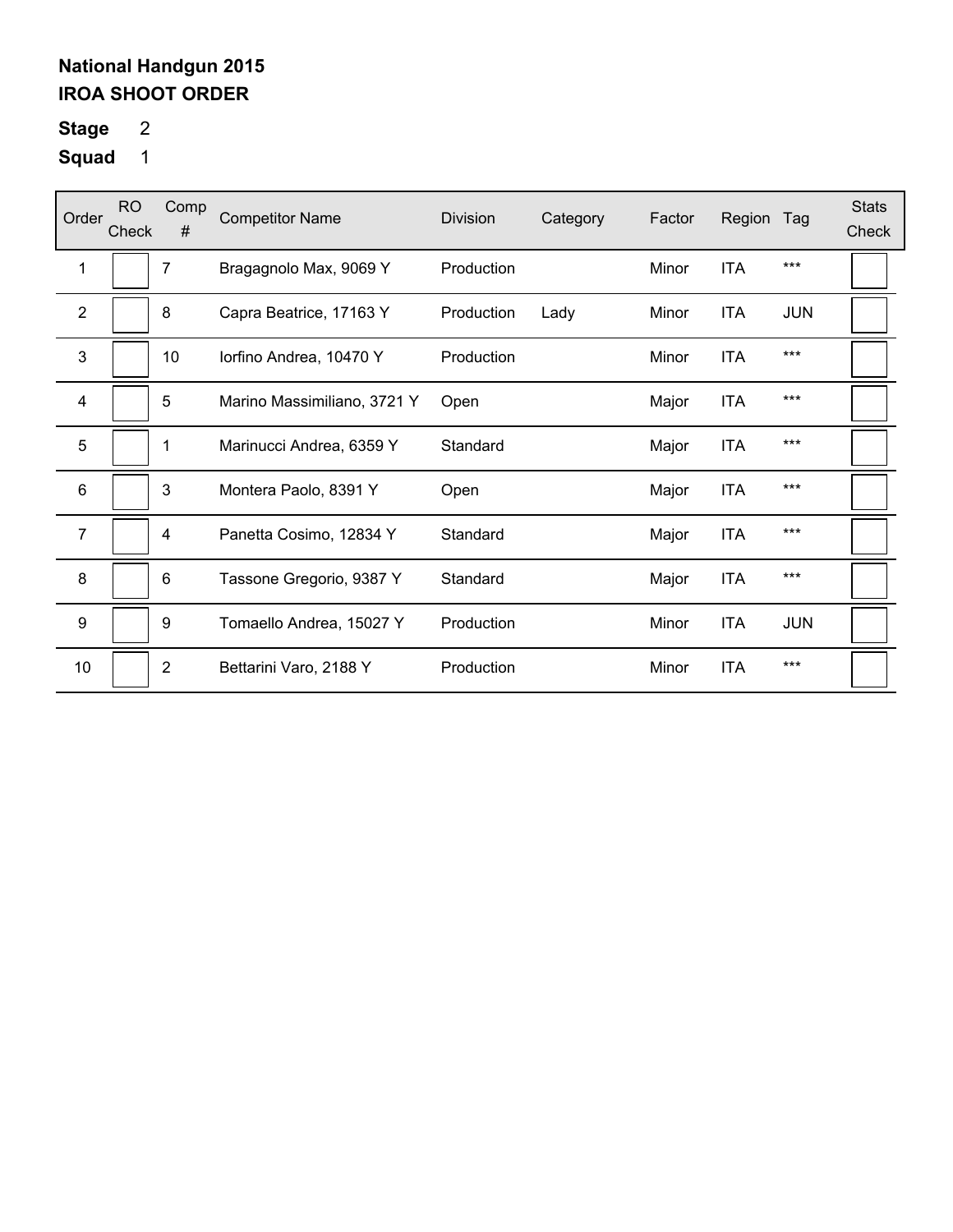**National Handgun 2015**
**IROA SHOOT ORDER**

**Stage** 2

**Squad** 1

| Order | RO Check | Comp # | Competitor Name | Division | Category | Factor | Region | Tag | Stats Check |
|---|---|---|---|---|---|---|---|---|---|
| 1 | | 7 | Bragagnolo Max, 9069 Y | Production | | Minor | ITA | *** | |
| 2 | | 8 | Capra Beatrice, 17163 Y | Production | Lady | Minor | ITA | JUN | |
| 3 | | 10 | Iorfino Andrea, 10470 Y | Production | | Minor | ITA | *** | |
| 4 | | 5 | Marino Massimiliano, 3721 Y | Open | | Major | ITA | *** | |
| 5 | | 1 | Marinucci Andrea, 6359 Y | Standard | | Major | ITA | *** | |
| 6 | | 3 | Montera Paolo, 8391 Y | Open | | Major | ITA | *** | |
| 7 | | 4 | Panetta Cosimo, 12834 Y | Standard | | Major | ITA | *** | |
| 8 | | 6 | Tassone Gregorio, 9387 Y | Standard | | Major | ITA | *** | |
| 9 | | 9 | Tomaello Andrea, 15027 Y | Production | | Minor | ITA | JUN | |
| 10 | | 2 | Bettarini Varo, 2188 Y | Production | | Minor | ITA | *** | |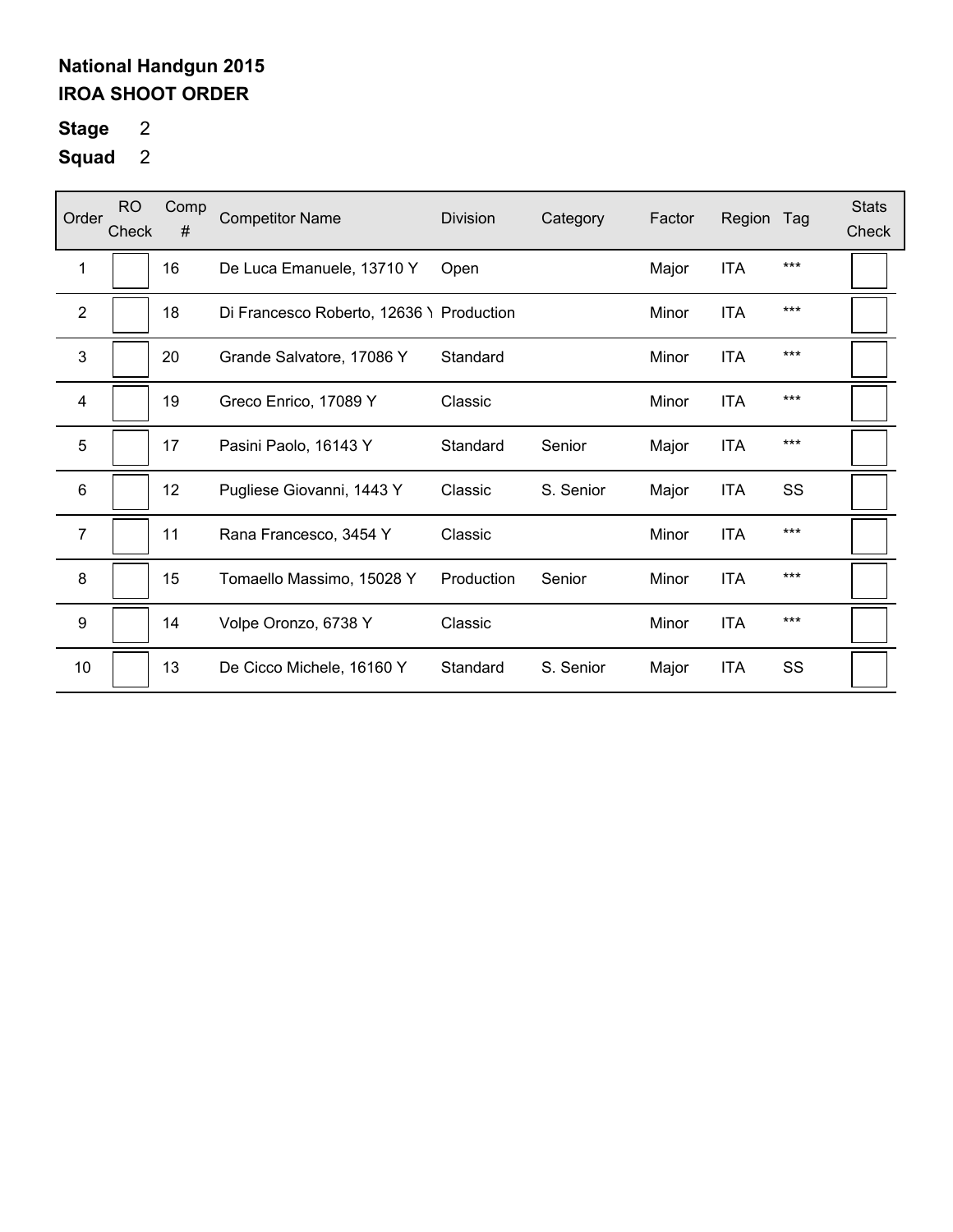**National Handgun 2015**
**IROA SHOOT ORDER**

**Stage** 2

**Squad** 2

| Order | RO Check | Comp # | Competitor Name | Division | Category | Factor | Region | Tag | Stats Check |
|---|---|---|---|---|---|---|---|---|---|
| 1 | | 16 | De Luca Emanuele, 13710 Y | Open | | Major | ITA | *** | |
| 2 | | 18 | Di Francesco Roberto, 12636 Y | Production | | Minor | ITA | *** | |
| 3 | | 20 | Grande Salvatore, 17086 Y | Standard | | Minor | ITA | *** | |
| 4 | | 19 | Greco Enrico, 17089 Y | Classic | | Minor | ITA | *** | |
| 5 | | 17 | Pasini Paolo, 16143 Y | Standard | Senior | Major | ITA | *** | |
| 6 | | 12 | Pugliese Giovanni, 1443 Y | Classic | S. Senior | Major | ITA | SS | |
| 7 | | 11 | Rana Francesco, 3454 Y | Classic | | Minor | ITA | *** | |
| 8 | | 15 | Tomaello Massimo, 15028 Y | Production | Senior | Minor | ITA | *** | |
| 9 | | 14 | Volpe Oronzo, 6738 Y | Classic | | Minor | ITA | *** | |
| 10 | | 13 | De Cicco Michele, 16160 Y | Standard | S. Senior | Major | ITA | SS | |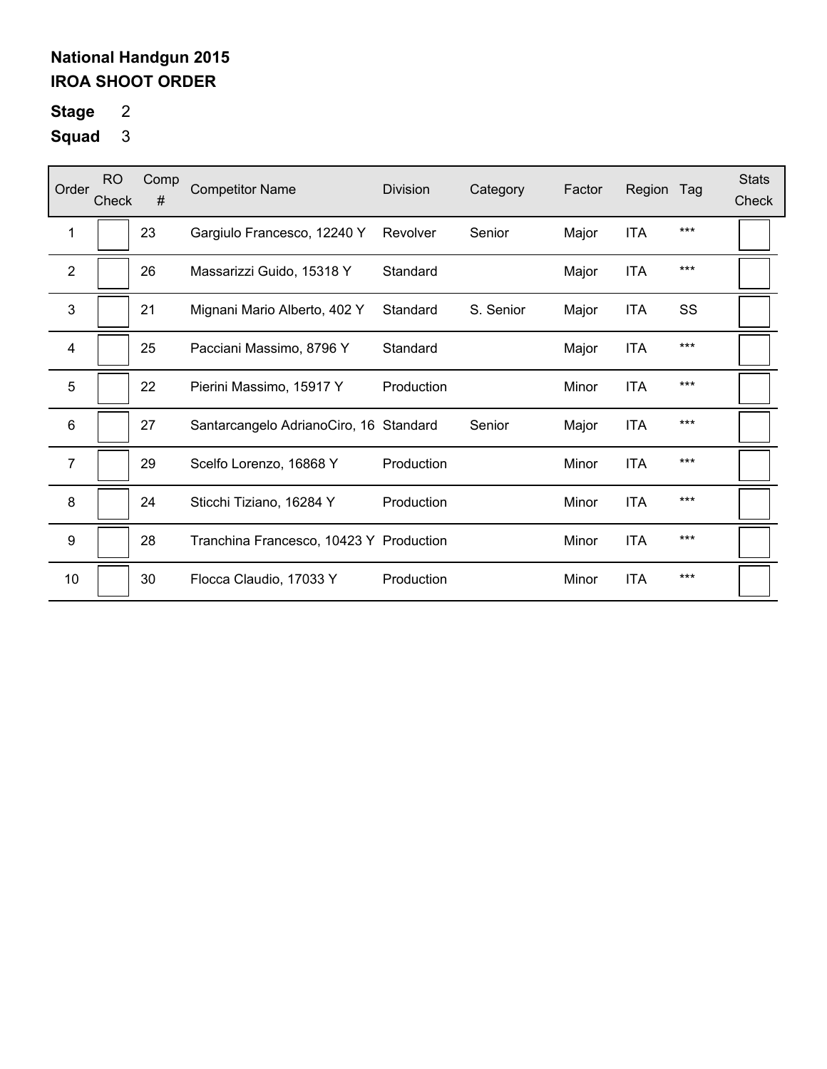**National Handgun 2015**
**IROA SHOOT ORDER**

**Stage** 2

**Squad** 3

| Order | RO Check | Comp # | Competitor Name | Division | Category | Factor | Region | Tag | Stats Check |
|---|---|---|---|---|---|---|---|---|---|
| 1 | | 23 | Gargiulo Francesco, 12240 Y | Revolver | Senior | Major | ITA | *** | |
| 2 | | 26 | Massarizzi Guido, 15318 Y | Standard | | Major | ITA | *** | |
| 3 | | 21 | Mignani Mario Alberto, 402 Y | Standard | S. Senior | Major | ITA | SS | |
| 4 | | 25 | Pacciani Massimo, 8796 Y | Standard | | Major | ITA | *** | |
| 5 | | 22 | Pierini Massimo, 15917 Y | Production | | Minor | ITA | *** | |
| 6 | | 27 | Santarcangelo AdrianoCiro, 16 | Standard | Senior | Major | ITA | *** | |
| 7 | | 29 | Scelfo Lorenzo, 16868 Y | Production | | Minor | ITA | *** | |
| 8 | | 24 | Sticchi Tiziano, 16284 Y | Production | | Minor | ITA | *** | |
| 9 | | 28 | Tranchina Francesco, 10423 Y | Production | | Minor | ITA | *** | |
| 10 | | 30 | Flocca Claudio, 17033 Y | Production | | Minor | ITA | *** | |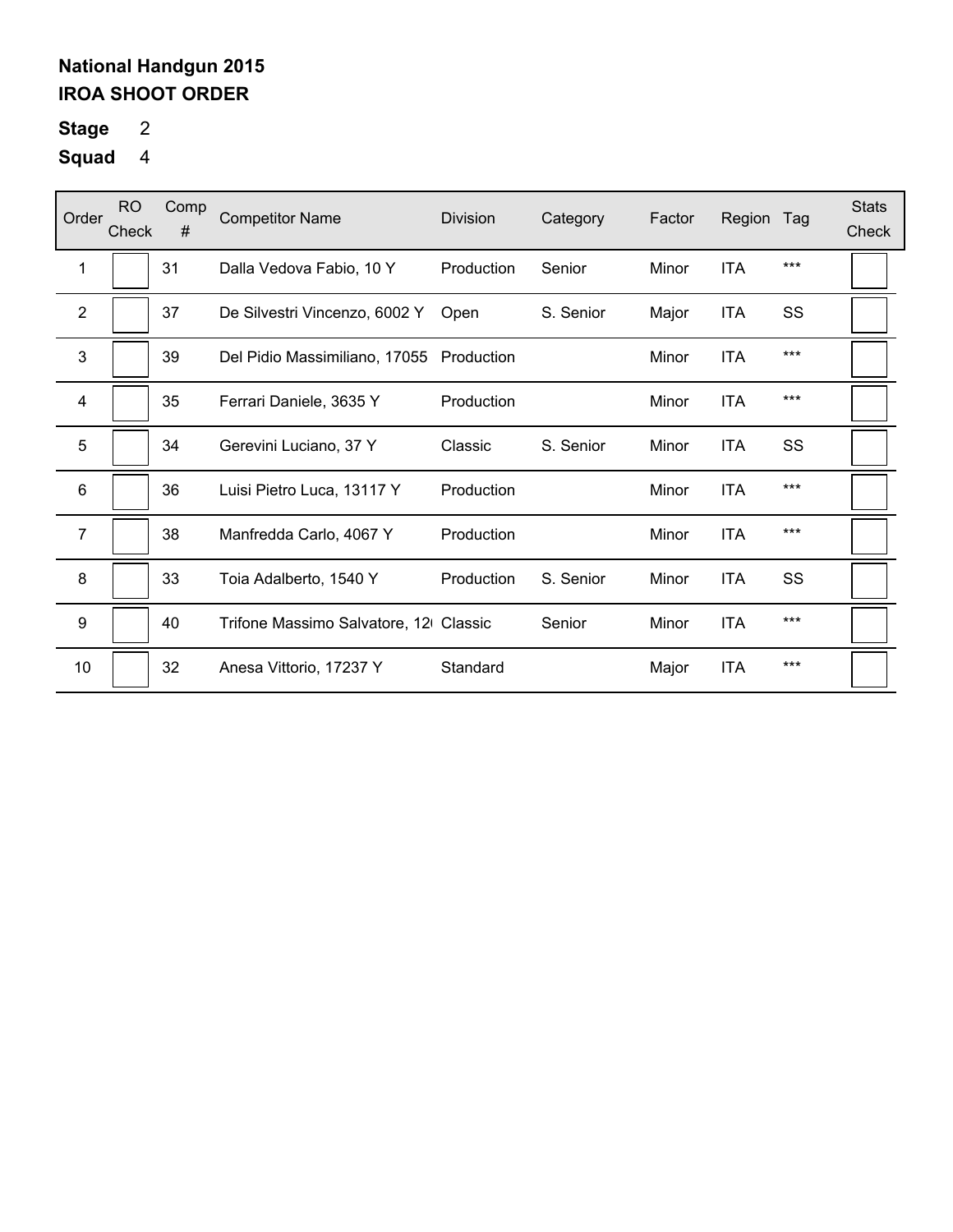**National Handgun 2015**
**IROA SHOOT ORDER**

**Stage** 2

**Squad** 4

| Order | RO Check | Comp # | Competitor Name | Division | Category | Factor | Region | Tag | Stats Check |
|---|---|---|---|---|---|---|---|---|---|
| 1 | | 31 | Dalla Vedova Fabio, 10 Y | Production | Senior | Minor | ITA | *** | |
| 2 | | 37 | De Silvestri Vincenzo, 6002 Y | Open | S. Senior | Major | ITA | SS | |
| 3 | | 39 | Del Pidio Massimiliano, 17055 | Production | | Minor | ITA | *** | |
| 4 | | 35 | Ferrari Daniele, 3635 Y | Production | | Minor | ITA | *** | |
| 5 | | 34 | Gerevini Luciano, 37 Y | Classic | S. Senior | Minor | ITA | SS | |
| 6 | | 36 | Luisi Pietro Luca, 13117 Y | Production | | Minor | ITA | *** | |
| 7 | | 38 | Manfredda Carlo, 4067 Y | Production | | Minor | ITA | *** | |
| 8 | | 33 | Toia Adalberto, 1540 Y | Production | S. Senior | Minor | ITA | SS | |
| 9 | | 40 | Trifone Massimo Salvatore, 12 | Classic | Senior | Minor | ITA | *** | |
| 10 | | 32 | Anesa Vittorio, 17237 Y | Standard | | Major | ITA | *** | |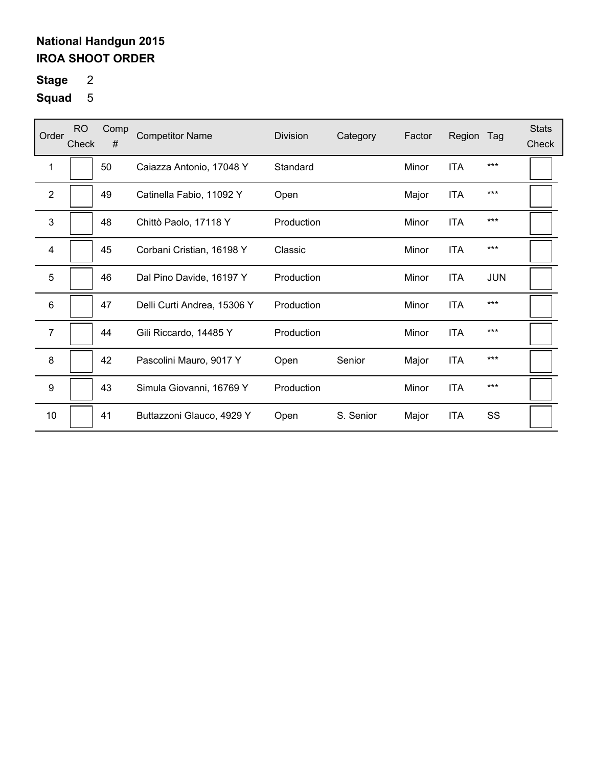**National Handgun 2015**
**IROA SHOOT ORDER**

**Stage** 2

**Squad** 5

| Order | RO Check | Comp # | Competitor Name | Division | Category | Factor | Region | Tag | Stats Check |
|---|---|---|---|---|---|---|---|---|---|
| 1 | | 50 | Caiazza Antonio, 17048 Y | Standard | | Minor | ITA | *** | |
| 2 | | 49 | Catinella Fabio, 11092 Y | Open | | Major | ITA | *** | |
| 3 | | 48 | Chittò Paolo, 17118 Y | Production | | Minor | ITA | *** | |
| 4 | | 45 | Corbani Cristian, 16198 Y | Classic | | Minor | ITA | *** | |
| 5 | | 46 | Dal Pino Davide, 16197 Y | Production | | Minor | ITA | JUN | |
| 6 | | 47 | Delli Curti Andrea, 15306 Y | Production | | Minor | ITA | *** | |
| 7 | | 44 | Gili Riccardo, 14485 Y | Production | | Minor | ITA | *** | |
| 8 | | 42 | Pascolini Mauro, 9017 Y | Open | Senior | Major | ITA | *** | |
| 9 | | 43 | Simula Giovanni, 16769 Y | Production | | Minor | ITA | *** | |
| 10 | | 41 | Buttazzoni Glauco, 4929 Y | Open | S. Senior | Major | ITA | SS | |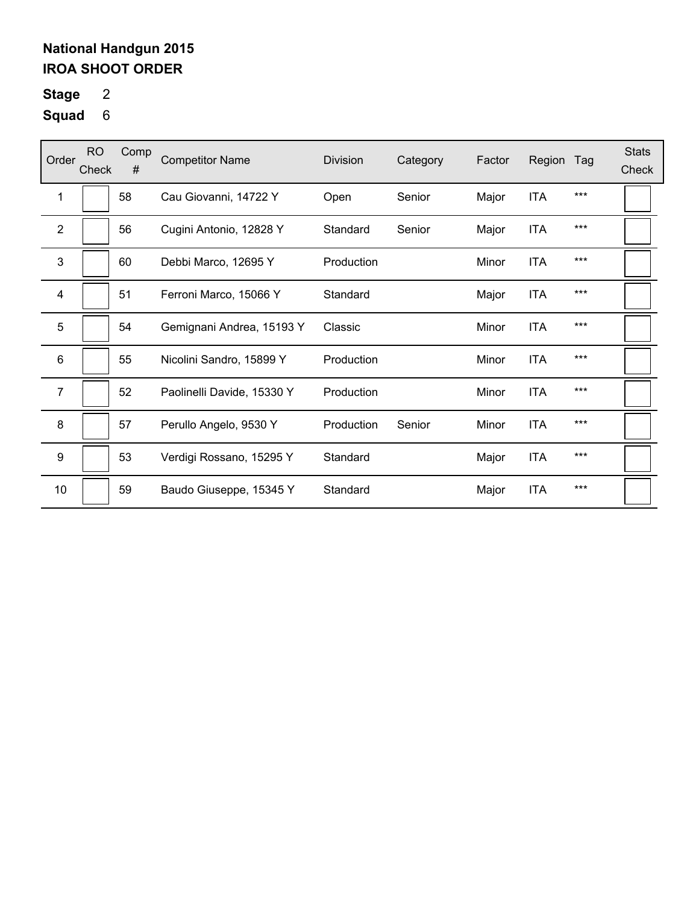**National Handgun 2015**
**IROA SHOOT ORDER**

**Stage** 2
**Squad** 6

| Order | RO Check | Comp # | Competitor Name | Division | Category | Factor | Region | Tag | Stats Check |
|---|---|---|---|---|---|---|---|---|---|
| 1 | | 58 | Cau Giovanni, 14722 Y | Open | Senior | Major | ITA | *** | |
| 2 | | 56 | Cugini Antonio, 12828 Y | Standard | Senior | Major | ITA | *** | |
| 3 | | 60 | Debbi Marco, 12695 Y | Production | | Minor | ITA | *** | |
| 4 | | 51 | Ferroni Marco, 15066 Y | Standard | | Major | ITA | *** | |
| 5 | | 54 | Gemignani Andrea, 15193 Y | Classic | | Minor | ITA | *** | |
| 6 | | 55 | Nicolini Sandro, 15899 Y | Production | | Minor | ITA | *** | |
| 7 | | 52 | Paolinelli Davide, 15330 Y | Production | | Minor | ITA | *** | |
| 8 | | 57 | Perullo Angelo, 9530 Y | Production | Senior | Minor | ITA | *** | |
| 9 | | 53 | Verdigi Rossano, 15295 Y | Standard | | Major | ITA | *** | |
| 10 | | 59 | Baudo Giuseppe, 15345 Y | Standard | | Major | ITA | *** | |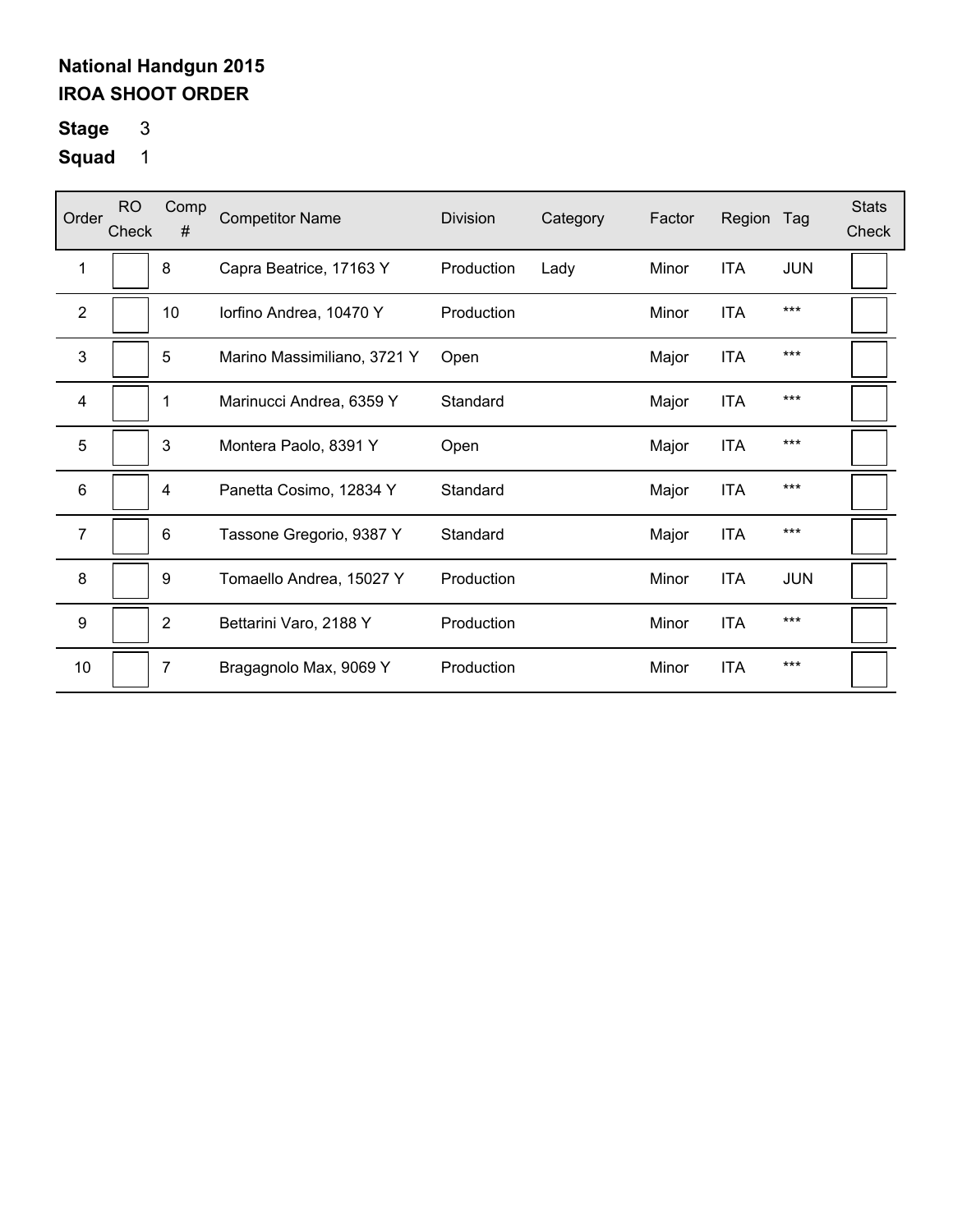**National Handgun 2015**
**IROA SHOOT ORDER**

**Stage** 3

**Squad** 1

| Order | RO Check | Comp # | Competitor Name | Division | Category | Factor | Region | Tag | Stats Check |
|---|---|---|---|---|---|---|---|---|---|
| 1 | | 8 | Capra Beatrice, 17163 Y | Production | Lady | Minor | ITA | JUN | |
| 2 | | 10 | Iorfino Andrea, 10470 Y | Production | | Minor | ITA | *** | |
| 3 | | 5 | Marino Massimiliano, 3721 Y | Open | | Major | ITA | *** | |
| 4 | | 1 | Marinucci Andrea, 6359 Y | Standard | | Major | ITA | *** | |
| 5 | | 3 | Montera Paolo, 8391 Y | Open | | Major | ITA | *** | |
| 6 | | 4 | Panetta Cosimo, 12834 Y | Standard | | Major | ITA | *** | |
| 7 | | 6 | Tassone Gregorio, 9387 Y | Standard | | Major | ITA | *** | |
| 8 | | 9 | Tomaello Andrea, 15027 Y | Production | | Minor | ITA | JUN | |
| 9 | | 2 | Bettarini Varo, 2188 Y | Production | | Minor | ITA | *** | |
| 10 | | 7 | Bragagnolo Max, 9069 Y | Production | | Minor | ITA | *** | |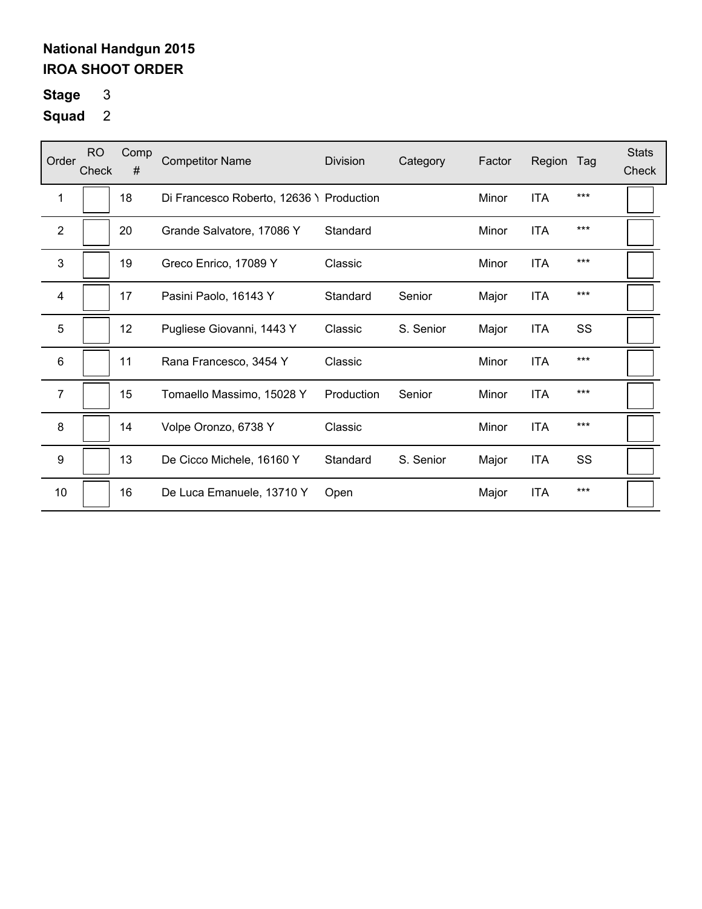**National Handgun 2015**
**IROA SHOOT ORDER**

**Stage** 3
**Squad** 2

| Order | RO Check | Comp # | Competitor Name | Division | Category | Factor | Region | Tag | Stats Check |
|---|---|---|---|---|---|---|---|---|---|
| 1 | | 18 | Di Francesco Roberto, 12636 Y | Production | | Minor | ITA | *** | |
| 2 | | 20 | Grande Salvatore, 17086 Y | Standard | | Minor | ITA | *** | |
| 3 | | 19 | Greco Enrico, 17089 Y | Classic | | Minor | ITA | *** | |
| 4 | | 17 | Pasini Paolo, 16143 Y | Standard | Senior | Major | ITA | *** | |
| 5 | | 12 | Pugliese Giovanni, 1443 Y | Classic | S. Senior | Major | ITA | SS | |
| 6 | | 11 | Rana Francesco, 3454 Y | Classic | | Minor | ITA | *** | |
| 7 | | 15 | Tomaello Massimo, 15028 Y | Production | Senior | Minor | ITA | *** | |
| 8 | | 14 | Volpe Oronzo, 6738 Y | Classic | | Minor | ITA | *** | |
| 9 | | 13 | De Cicco Michele, 16160 Y | Standard | S. Senior | Major | ITA | SS | |
| 10 | | 16 | De Luca Emanuele, 13710 Y | Open | | Major | ITA | *** | |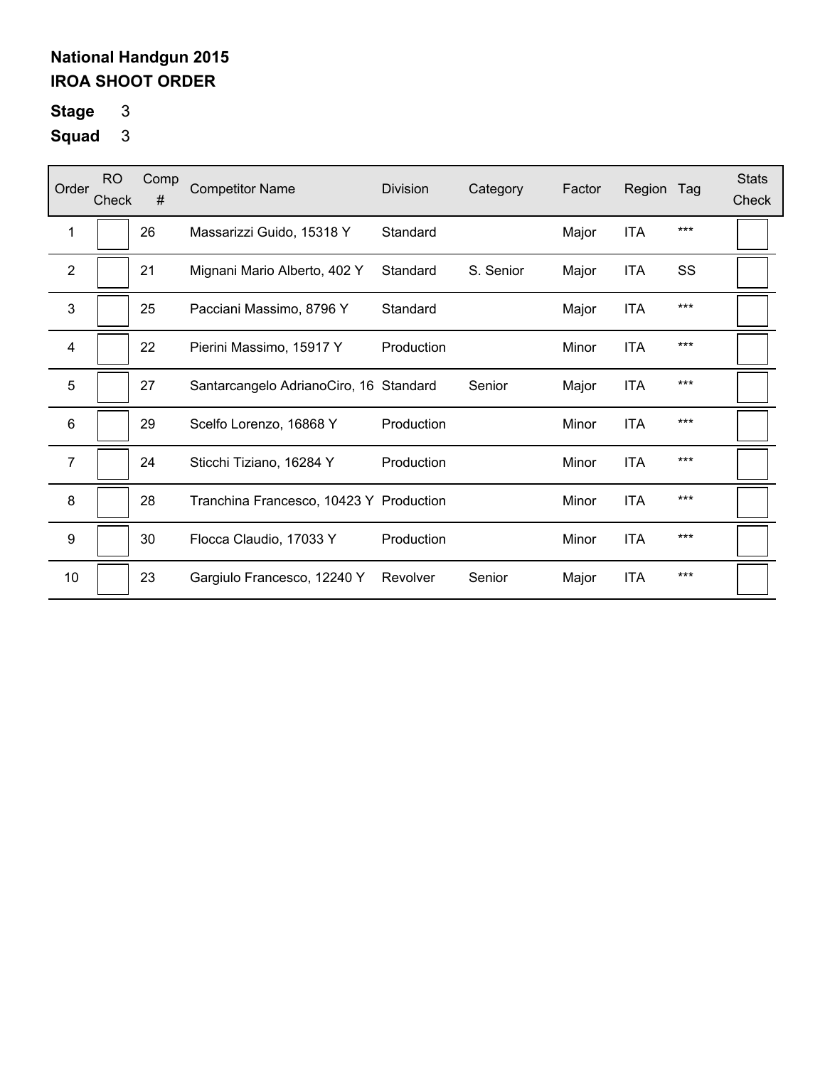**National Handgun 2015**
**IROA SHOOT ORDER**

**Stage** 3

**Squad** 3

| Order | RO Check | Comp # | Competitor Name | Division | Category | Factor | Region | Tag | Stats Check |
|---|---|---|---|---|---|---|---|---|---|
| 1 | | 26 | Massarizzi Guido, 15318 Y | Standard | | Major | ITA | *** | |
| 2 | | 21 | Mignani Mario Alberto, 402 Y | Standard | S. Senior | Major | ITA | SS | |
| 3 | | 25 | Pacciani Massimo, 8796 Y | Standard | | Major | ITA | *** | |
| 4 | | 22 | Pierini Massimo, 15917 Y | Production | | Minor | ITA | *** | |
| 5 | | 27 | Santarcangelo AdrianoCiro, 16 | Standard | Senior | Major | ITA | *** | |
| 6 | | 29 | Scelfo Lorenzo, 16868 Y | Production | | Minor | ITA | *** | |
| 7 | | 24 | Sticchi Tiziano, 16284 Y | Production | | Minor | ITA | *** | |
| 8 | | 28 | Tranchina Francesco, 10423 Y | Production | | Minor | ITA | *** | |
| 9 | | 30 | Flocca Claudio, 17033 Y | Production | | Minor | ITA | *** | |
| 10 | | 23 | Gargiulo Francesco, 12240 Y | Revolver | Senior | Major | ITA | *** | |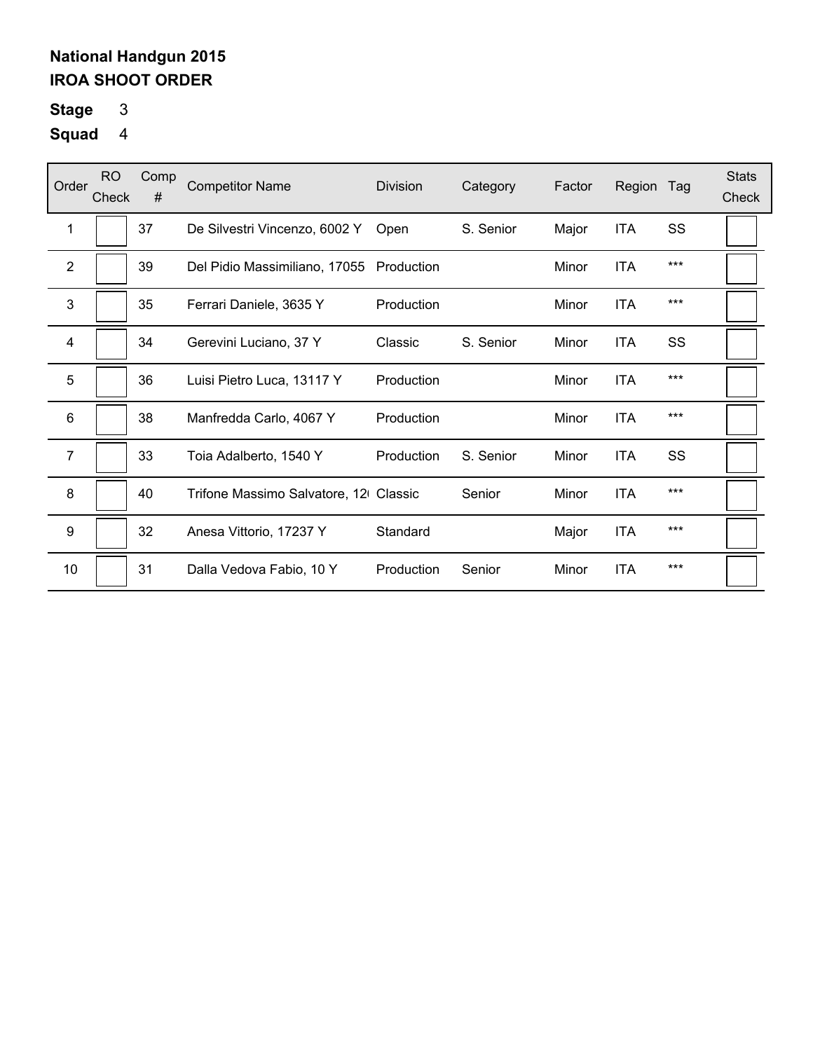**National Handgun 2015**
**IROA SHOOT ORDER**

**Stage** 3

**Squad** 4

| Order | RO Check | Comp # | Competitor Name | Division | Category | Factor | Region | Tag | Stats Check |
|---|---|---|---|---|---|---|---|---|---|
| 1 | | 37 | De Silvestri Vincenzo, 6002 Y | Open | S. Senior | Major | ITA | SS | |
| 2 | | 39 | Del Pidio Massimiliano, 17055 | Production | | Minor | ITA | *** | |
| 3 | | 35 | Ferrari Daniele, 3635 Y | Production | | Minor | ITA | *** | |
| 4 | | 34 | Gerevini Luciano, 37 Y | Classic | S. Senior | Minor | ITA | SS | |
| 5 | | 36 | Luisi Pietro Luca, 13117 Y | Production | | Minor | ITA | *** | |
| 6 | | 38 | Manfredda Carlo, 4067 Y | Production | | Minor | ITA | *** | |
| 7 | | 33 | Toia Adalberto, 1540 Y | Production | S. Senior | Minor | ITA | SS | |
| 8 | | 40 | Trifone Massimo Salvatore, 12( | Classic | Senior | Minor | ITA | *** | |
| 9 | | 32 | Anesa Vittorio, 17237 Y | Standard | | Major | ITA | *** | |
| 10 | | 31 | Dalla Vedova Fabio, 10 Y | Production | Senior | Minor | ITA | *** | |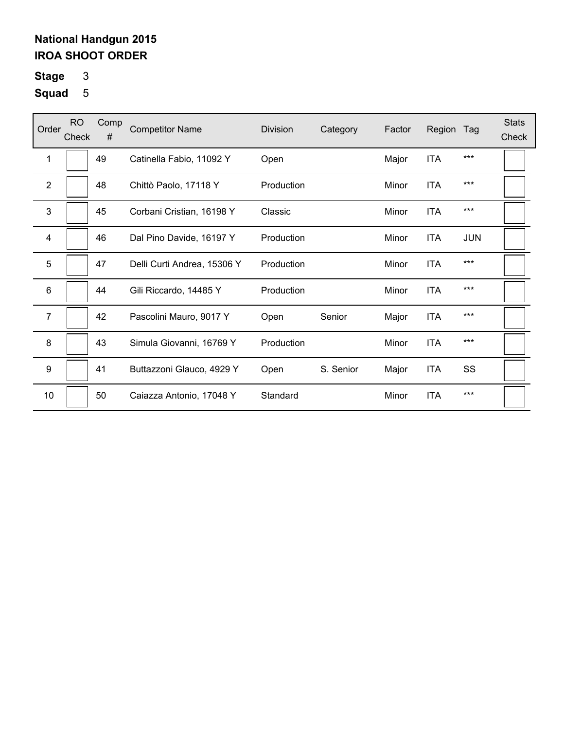**National Handgun 2015**
**IROA SHOOT ORDER**

**Stage** 3

**Squad** 5

| Order | RO Check | Comp # | Competitor Name | Division | Category | Factor | Region | Tag | Stats Check |
|---|---|---|---|---|---|---|---|---|---|
| 1 | | 49 | Catinella Fabio, 11092 Y | Open | | Major | ITA | *** | |
| 2 | | 48 | Chittò Paolo, 17118 Y | Production | | Minor | ITA | *** | |
| 3 | | 45 | Corbani Cristian, 16198 Y | Classic | | Minor | ITA | *** | |
| 4 | | 46 | Dal Pino Davide, 16197 Y | Production | | Minor | ITA | JUN | |
| 5 | | 47 | Delli Curti Andrea, 15306 Y | Production | | Minor | ITA | *** | |
| 6 | | 44 | Gili Riccardo, 14485 Y | Production | | Minor | ITA | *** | |
| 7 | | 42 | Pascolini Mauro, 9017 Y | Open | Senior | Major | ITA | *** | |
| 8 | | 43 | Simula Giovanni, 16769 Y | Production | | Minor | ITA | *** | |
| 9 | | 41 | Buttazzoni Glauco, 4929 Y | Open | S. Senior | Major | ITA | SS | |
| 10 | | 50 | Caiazza Antonio, 17048 Y | Standard | | Minor | ITA | *** | |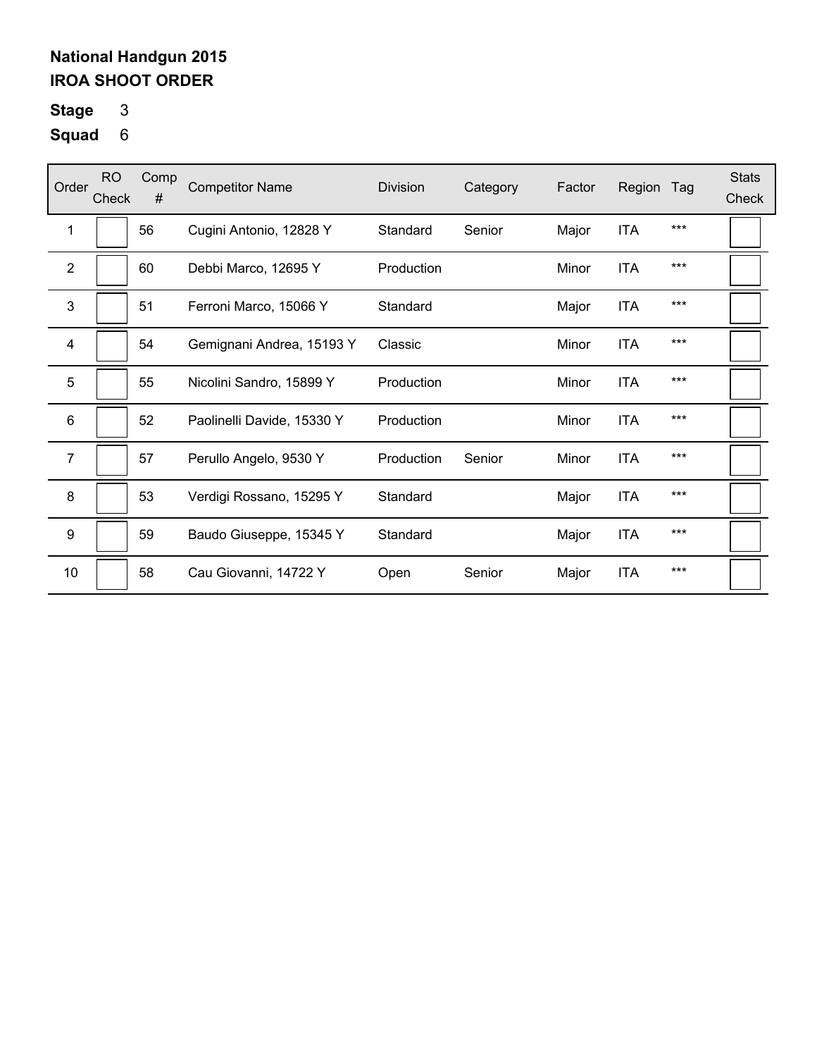**National Handgun 2015**
**IROA SHOOT ORDER**

**Stage** 3

**Squad** 6

| Order | RO Check | Comp # | Competitor Name | Division | Category | Factor | Region | Tag | Stats Check |
|---|---|---|---|---|---|---|---|---|---|
| 1 | | 56 | Cugini Antonio, 12828 Y | Standard | Senior | Major | ITA | *** | |
| 2 | | 60 | Debbi Marco, 12695 Y | Production | | Minor | ITA | *** | |
| 3 | | 51 | Ferroni Marco, 15066 Y | Standard | | Major | ITA | *** | |
| 4 | | 54 | Gemignani Andrea, 15193 Y | Classic | | Minor | ITA | *** | |
| 5 | | 55 | Nicolini Sandro, 15899 Y | Production | | Minor | ITA | *** | |
| 6 | | 52 | Paolinelli Davide, 15330 Y | Production | | Minor | ITA | *** | |
| 7 | | 57 | Perullo Angelo, 9530 Y | Production | Senior | Minor | ITA | *** | |
| 8 | | 53 | Verdigi Rossano, 15295 Y | Standard | | Major | ITA | *** | |
| 9 | | 59 | Baudo Giuseppe, 15345 Y | Standard | | Major | ITA | *** | |
| 10 | | 58 | Cau Giovanni, 14722 Y | Open | Senior | Major | ITA | *** | |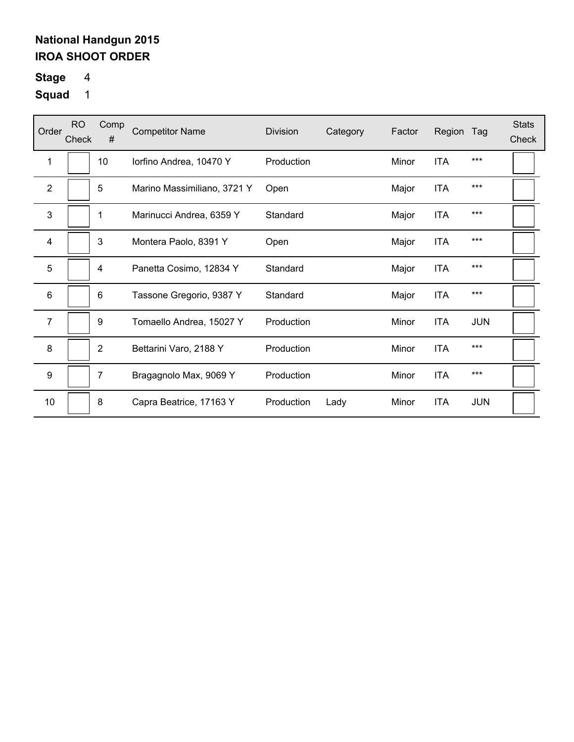**National Handgun 2015**
**IROA SHOOT ORDER**

**Stage** 4

**Squad** 1

| Order | RO Check | Comp # | Competitor Name | Division | Category | Factor | Region | Tag | Stats Check |
|---|---|---|---|---|---|---|---|---|---|
| 1 | | 10 | Iorfino Andrea, 10470 Y | Production | | Minor | ITA | *** | |
| 2 | | 5 | Marino Massimiliano, 3721 Y | Open | | Major | ITA | *** | |
| 3 | | 1 | Marinucci Andrea, 6359 Y | Standard | | Major | ITA | *** | |
| 4 | | 3 | Montera Paolo, 8391 Y | Open | | Major | ITA | *** | |
| 5 | | 4 | Panetta Cosimo, 12834 Y | Standard | | Major | ITA | *** | |
| 6 | | 6 | Tassone Gregorio, 9387 Y | Standard | | Major | ITA | *** | |
| 7 | | 9 | Tomaello Andrea, 15027 Y | Production | | Minor | ITA | JUN | |
| 8 | | 2 | Bettarini Varo, 2188 Y | Production | | Minor | ITA | *** | |
| 9 | | 7 | Bragagnolo Max, 9069 Y | Production | | Minor | ITA | *** | |
| 10 | | 8 | Capra Beatrice, 17163 Y | Production | Lady | Minor | ITA | JUN | |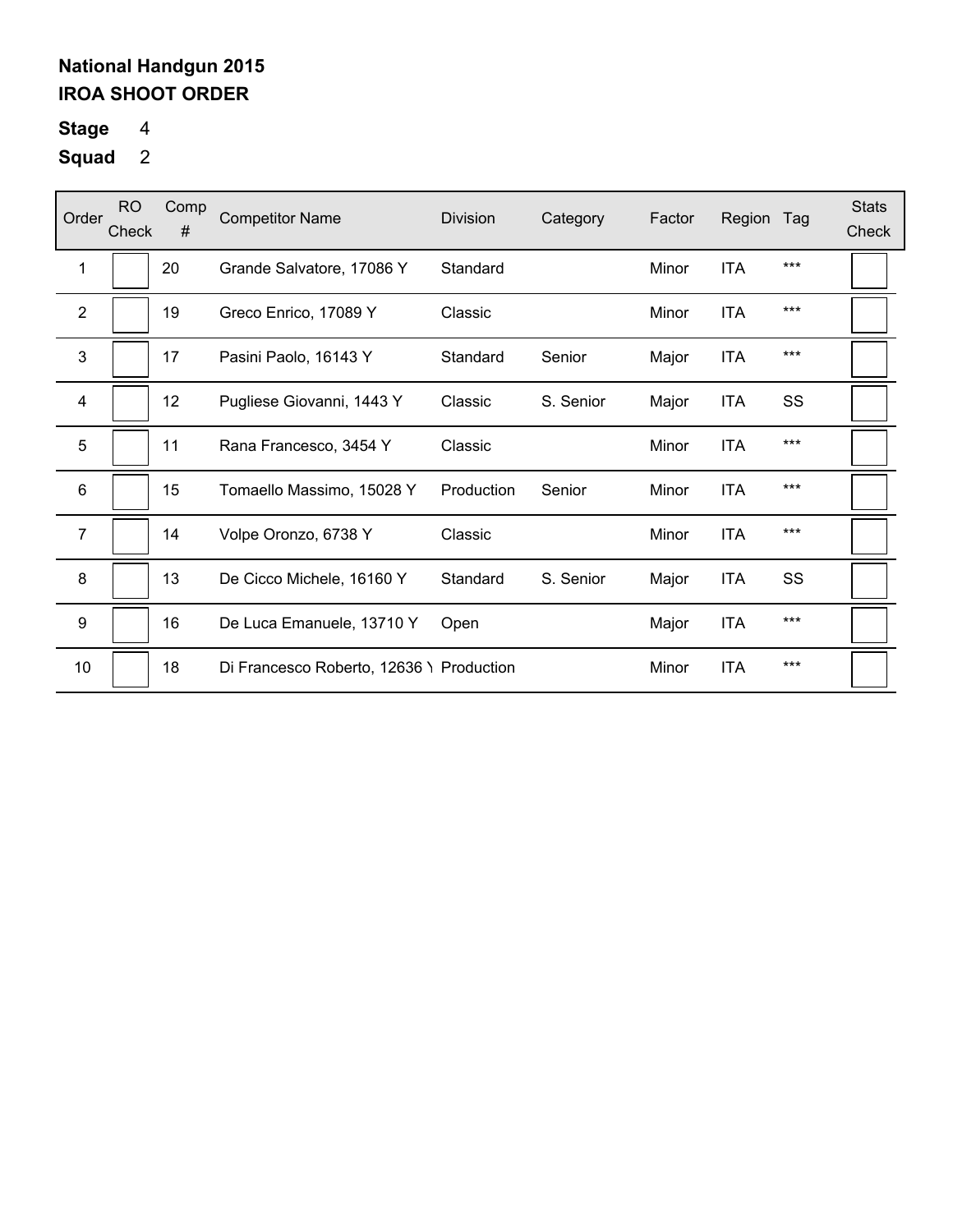**National Handgun 2015**
**IROA SHOOT ORDER**

**Stage** 4
**Squad** 2

| Order | RO Check | Comp # | Competitor Name | Division | Category | Factor | Region | Tag | Stats Check |
|---|---|---|---|---|---|---|---|---|---|
| 1 | | 20 | Grande Salvatore, 17086 Y | Standard | | Minor | ITA | *** | |
| 2 | | 19 | Greco Enrico, 17089 Y | Classic | | Minor | ITA | *** | |
| 3 | | 17 | Pasini Paolo, 16143 Y | Standard | Senior | Major | ITA | *** | |
| 4 | | 12 | Pugliese Giovanni, 1443 Y | Classic | S. Senior | Major | ITA | SS | |
| 5 | | 11 | Rana Francesco, 3454 Y | Classic | | Minor | ITA | *** | |
| 6 | | 15 | Tomaello Massimo, 15028 Y | Production | Senior | Minor | ITA | *** | |
| 7 | | 14 | Volpe Oronzo, 6738 Y | Classic | | Minor | ITA | *** | |
| 8 | | 13 | De Cicco Michele, 16160 Y | Standard | S. Senior | Major | ITA | SS | |
| 9 | | 16 | De Luca Emanuele, 13710 Y | Open | | Major | ITA | *** | |
| 10 | | 18 | Di Francesco Roberto, 12636 Y | Production | | Minor | ITA | *** | |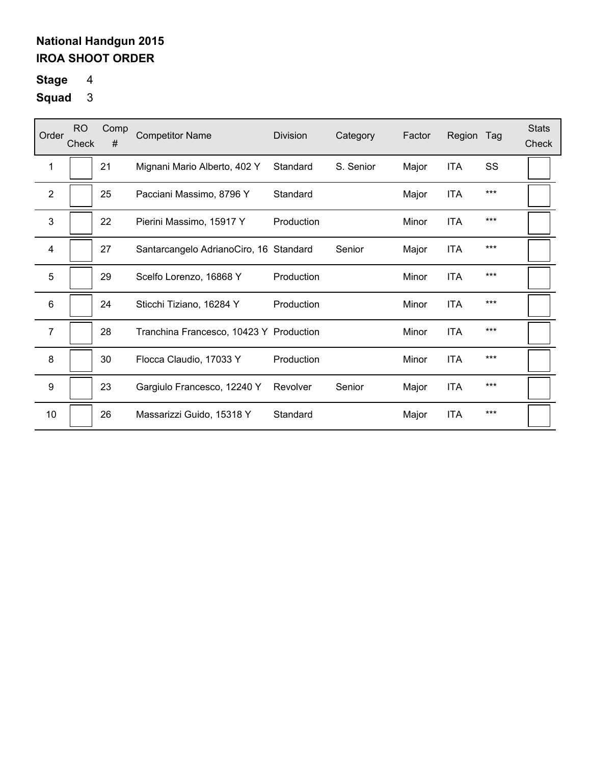**National Handgun 2015**
**IROA SHOOT ORDER**

**Stage** 4
**Squad** 3

| Order | RO Check | Comp # | Competitor Name | Division | Category | Factor | Region | Tag | Stats Check |
|---|---|---|---|---|---|---|---|---|---|
| 1 | | 21 | Mignani Mario Alberto, 402 Y | Standard | S. Senior | Major | ITA | SS | |
| 2 | | 25 | Pacciani Massimo, 8796 Y | Standard | | Major | ITA | *** | |
| 3 | | 22 | Pierini Massimo, 15917 Y | Production | | Minor | ITA | *** | |
| 4 | | 27 | Santarcangelo AdrianoCiro, 16 | Standard | Senior | Major | ITA | *** | |
| 5 | | 29 | Scelfo Lorenzo, 16868 Y | Production | | Minor | ITA | *** | |
| 6 | | 24 | Sticchi Tiziano, 16284 Y | Production | | Minor | ITA | *** | |
| 7 | | 28 | Tranchina Francesco, 10423 Y | Production | | Minor | ITA | *** | |
| 8 | | 30 | Flocca Claudio, 17033 Y | Production | | Minor | ITA | *** | |
| 9 | | 23 | Gargiulo Francesco, 12240 Y | Revolver | Senior | Major | ITA | *** | |
| 10 | | 26 | Massarizzi Guido, 15318 Y | Standard | | Major | ITA | *** | |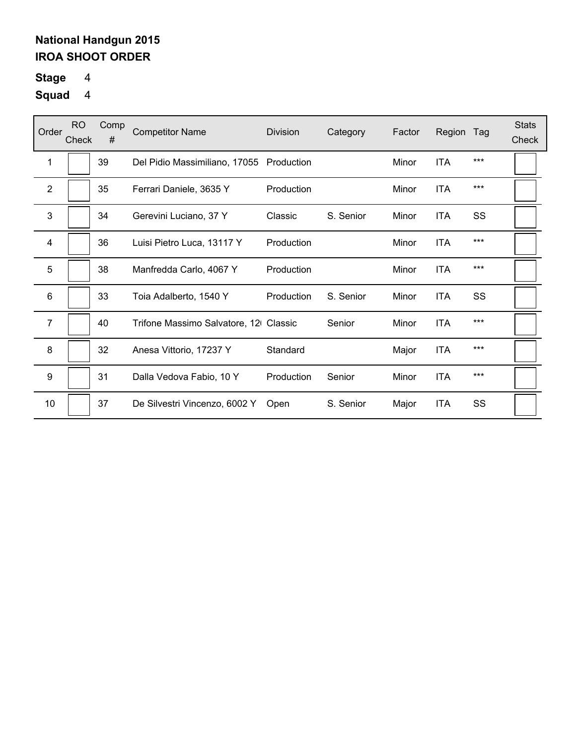**National Handgun 2015**
**IROA SHOOT ORDER**

**Stage** 4

**Squad** 4

| Order | RO Check | Comp # | Competitor Name | Division | Category | Factor | Region | Tag | Stats Check |
|---|---|---|---|---|---|---|---|---|---|
| 1 | | 39 | Del Pidio Massimiliano, 17055 | Production | | Minor | ITA | *** | |
| 2 | | 35 | Ferrari Daniele, 3635 Y | Production | | Minor | ITA | *** | |
| 3 | | 34 | Gerevini Luciano, 37 Y | Classic | S. Senior | Minor | ITA | SS | |
| 4 | | 36 | Luisi Pietro Luca, 13117 Y | Production | | Minor | ITA | *** | |
| 5 | | 38 | Manfredda Carlo, 4067 Y | Production | | Minor | ITA | *** | |
| 6 | | 33 | Toia Adalberto, 1540 Y | Production | S. Senior | Minor | ITA | SS | |
| 7 | | 40 | Trifone Massimo Salvatore, 12( | Classic | Senior | Minor | ITA | *** | |
| 8 | | 32 | Anesa Vittorio, 17237 Y | Standard | | Major | ITA | *** | |
| 9 | | 31 | Dalla Vedova Fabio, 10 Y | Production | Senior | Minor | ITA | *** | |
| 10 | | 37 | De Silvestri Vincenzo, 6002 Y | Open | S. Senior | Major | ITA | SS | |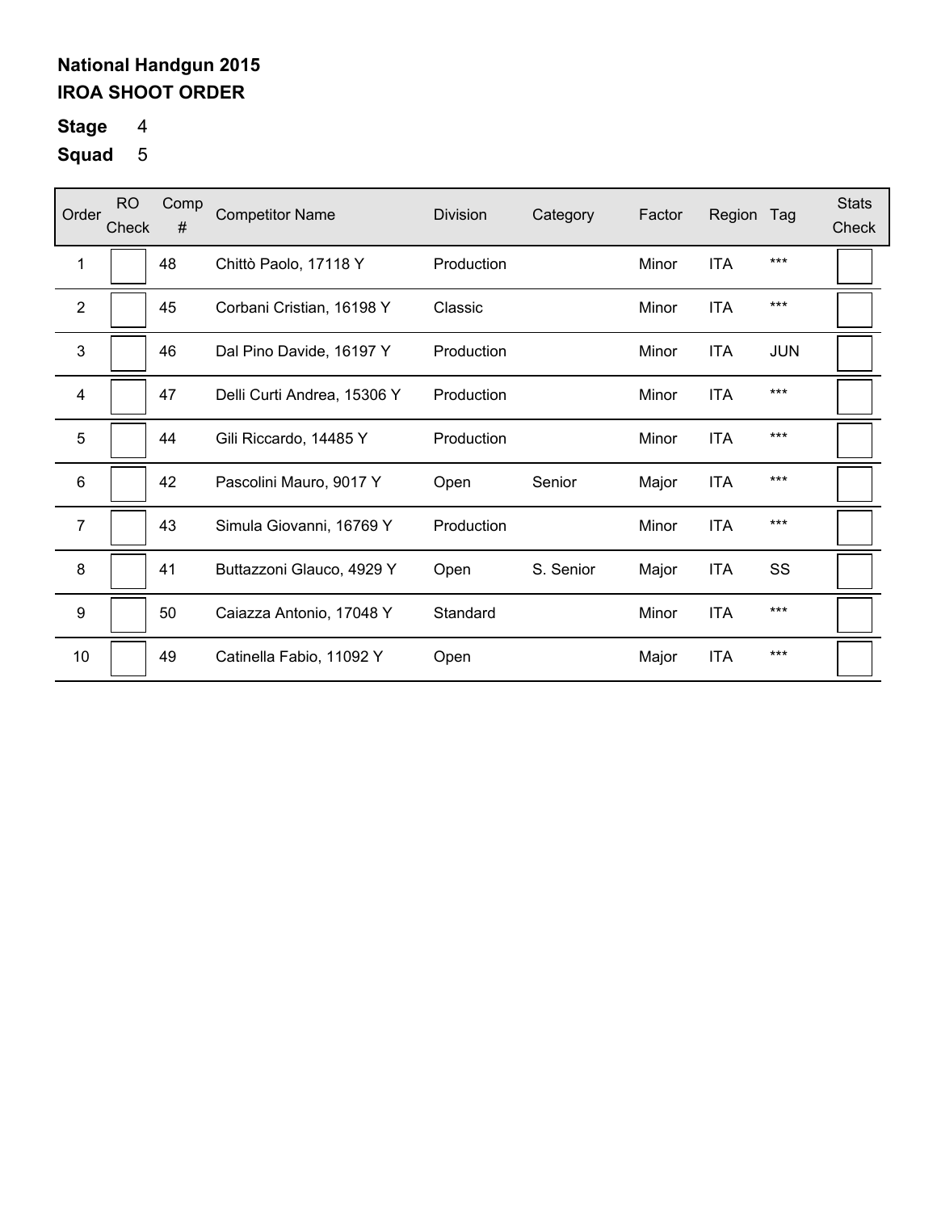**National Handgun 2015**
**IROA SHOOT ORDER**

**Stage** 4
**Squad** 5

| Order | RO Check | Comp # | Competitor Name | Division | Category | Factor | Region | Tag | Stats Check |
|---|---|---|---|---|---|---|---|---|---|
| 1 | | 48 | Chittò Paolo, 17118 Y | Production | | Minor | ITA | *** | |
| 2 | | 45 | Corbani Cristian, 16198 Y | Classic | | Minor | ITA | *** | |
| 3 | | 46 | Dal Pino Davide, 16197 Y | Production | | Minor | ITA | JUN | |
| 4 | | 47 | Delli Curti Andrea, 15306 Y | Production | | Minor | ITA | *** | |
| 5 | | 44 | Gili Riccardo, 14485 Y | Production | | Minor | ITA | *** | |
| 6 | | 42 | Pascolini Mauro, 9017 Y | Open | Senior | Major | ITA | *** | |
| 7 | | 43 | Simula Giovanni, 16769 Y | Production | | Minor | ITA | *** | |
| 8 | | 41 | Buttazzoni Glauco, 4929 Y | Open | S. Senior | Major | ITA | SS | |
| 9 | | 50 | Caiazza Antonio, 17048 Y | Standard | | Minor | ITA | *** | |
| 10 | | 49 | Catinella Fabio, 11092 Y | Open | | Major | ITA | *** | |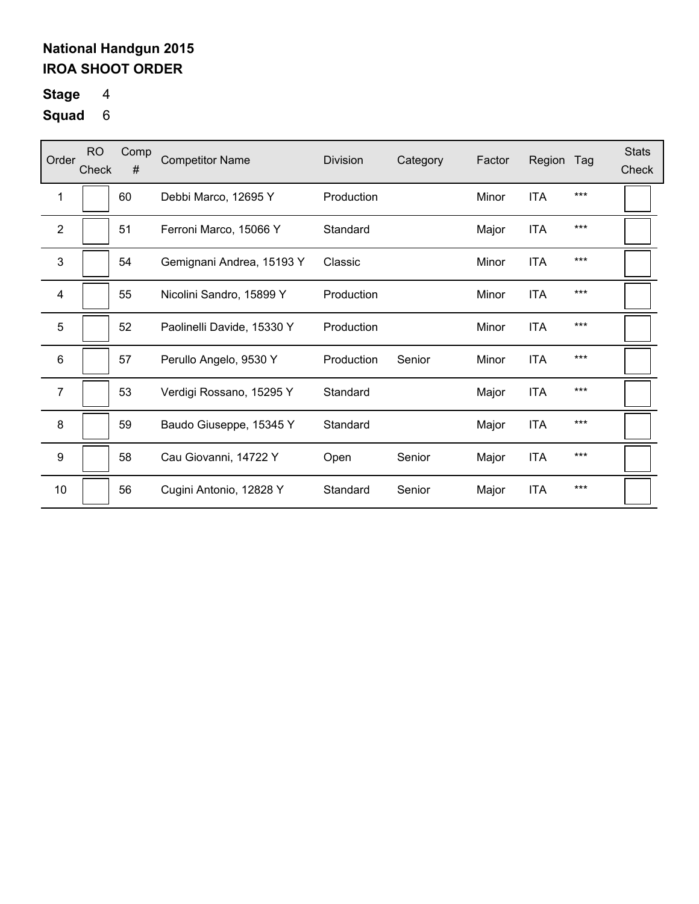**National Handgun 2015**
**IROA SHOOT ORDER**

**Stage** 4

**Squad** 6

| Order | RO Check | Comp # | Competitor Name | Division | Category | Factor | Region | Tag | Stats Check |
|---|---|---|---|---|---|---|---|---|---|
| 1 | | 60 | Debbi Marco, 12695 Y | Production | | Minor | ITA | *** | |
| 2 | | 51 | Ferroni Marco, 15066 Y | Standard | | Major | ITA | *** | |
| 3 | | 54 | Gemignani Andrea, 15193 Y | Classic | | Minor | ITA | *** | |
| 4 | | 55 | Nicolini Sandro, 15899 Y | Production | | Minor | ITA | *** | |
| 5 | | 52 | Paolinelli Davide, 15330 Y | Production | | Minor | ITA | *** | |
| 6 | | 57 | Perullo Angelo, 9530 Y | Production | Senior | Minor | ITA | *** | |
| 7 | | 53 | Verdigi Rossano, 15295 Y | Standard | | Major | ITA | *** | |
| 8 | | 59 | Baudo Giuseppe, 15345 Y | Standard | | Major | ITA | *** | |
| 9 | | 58 | Cau Giovanni, 14722 Y | Open | Senior | Major | ITA | *** | |
| 10 | | 56 | Cugini Antonio, 12828 Y | Standard | Senior | Major | ITA | *** | |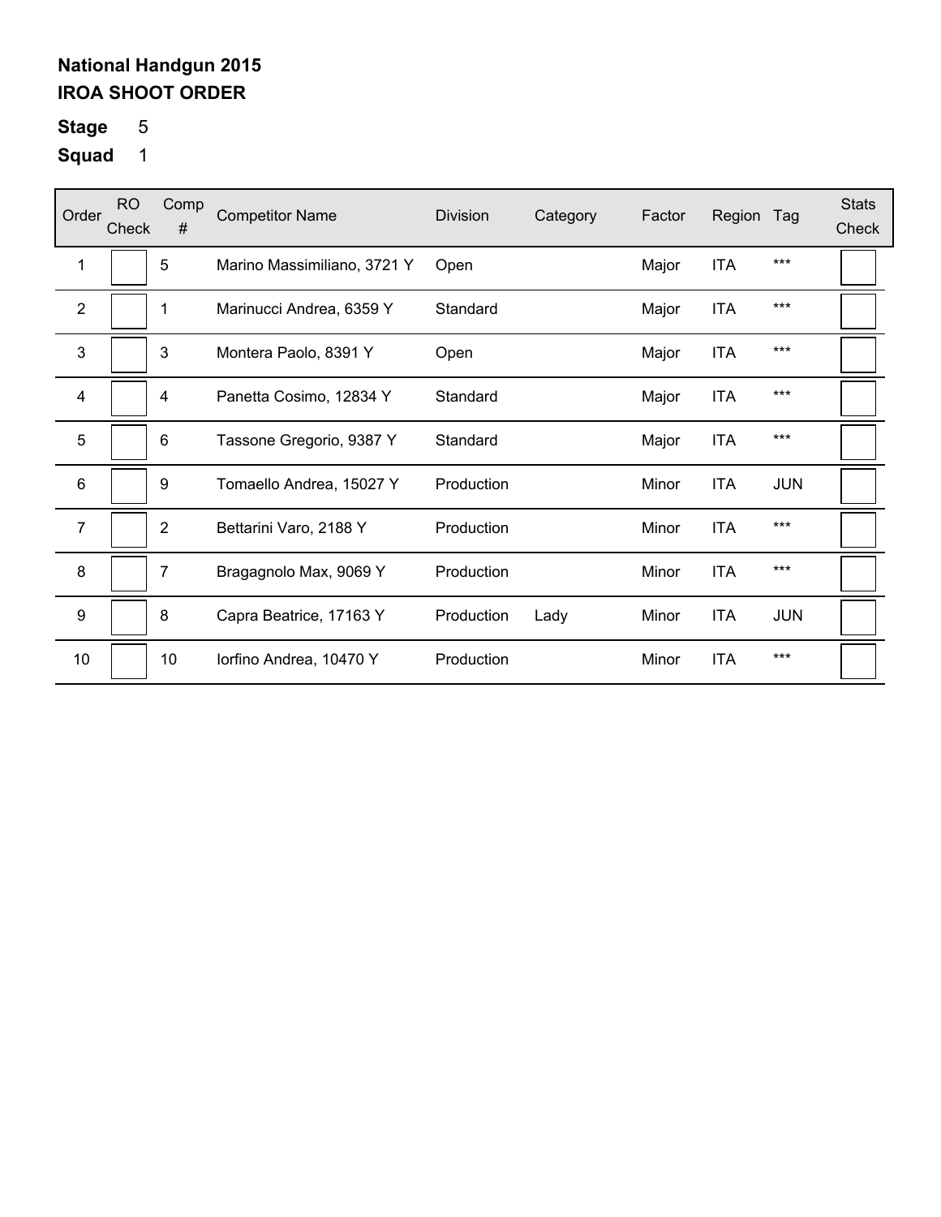**National Handgun 2015**
**IROA SHOOT ORDER**

**Stage** 5

**Squad** 1

| Order | RO Check | Comp # | Competitor Name | Division | Category | Factor | Region | Tag | Stats Check |
|---|---|---|---|---|---|---|---|---|---|
| 1 | | 5 | Marino Massimiliano, 3721 Y | Open | | Major | ITA | *** | |
| 2 | | 1 | Marinucci Andrea, 6359 Y | Standard | | Major | ITA | *** | |
| 3 | | 3 | Montera Paolo, 8391 Y | Open | | Major | ITA | *** | |
| 4 | | 4 | Panetta Cosimo, 12834 Y | Standard | | Major | ITA | *** | |
| 5 | | 6 | Tassone Gregorio, 9387 Y | Standard | | Major | ITA | *** | |
| 6 | | 9 | Tomaello Andrea, 15027 Y | Production | | Minor | ITA | JUN | |
| 7 | | 2 | Bettarini Varo, 2188 Y | Production | | Minor | ITA | *** | |
| 8 | | 7 | Bragagnolo Max, 9069 Y | Production | | Minor | ITA | *** | |
| 9 | | 8 | Capra Beatrice, 17163 Y | Production | Lady | Minor | ITA | JUN | |
| 10 | | 10 | Iorfino Andrea, 10470 Y | Production | | Minor | ITA | *** | |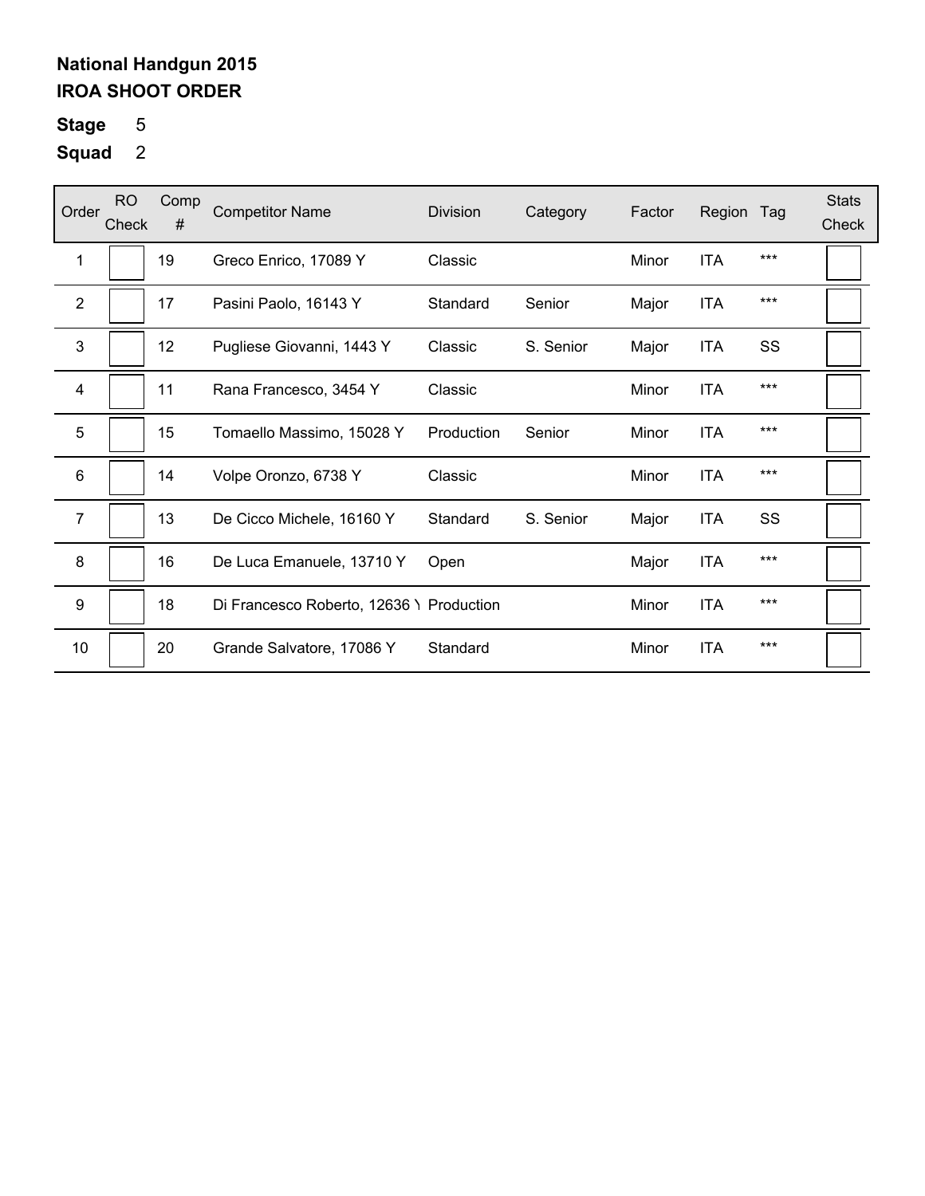**National Handgun 2015**
**IROA SHOOT ORDER**

**Stage** 5

**Squad** 2

| Order | RO Check | Comp # | Competitor Name | Division | Category | Factor | Region | Tag | Stats Check |
|---|---|---|---|---|---|---|---|---|---|
| 1 | | 19 | Greco Enrico, 17089 Y | Classic | | Minor | ITA | *** | |
| 2 | | 17 | Pasini Paolo, 16143 Y | Standard | Senior | Major | ITA | *** | |
| 3 | | 12 | Pugliese Giovanni, 1443 Y | Classic | S. Senior | Major | ITA | SS | |
| 4 | | 11 | Rana Francesco, 3454 Y | Classic | | Minor | ITA | *** | |
| 5 | | 15 | Tomaello Massimo, 15028 Y | Production | Senior | Minor | ITA | *** | |
| 6 | | 14 | Volpe Oronzo, 6738 Y | Classic | | Minor | ITA | *** | |
| 7 | | 13 | De Cicco Michele, 16160 Y | Standard | S. Senior | Major | ITA | SS | |
| 8 | | 16 | De Luca Emanuele, 13710 Y | Open | | Major | ITA | *** | |
| 9 | | 18 | Di Francesco Roberto, 12636 Y | Production | | Minor | ITA | *** | |
| 10 | | 20 | Grande Salvatore, 17086 Y | Standard | | Minor | ITA | *** | |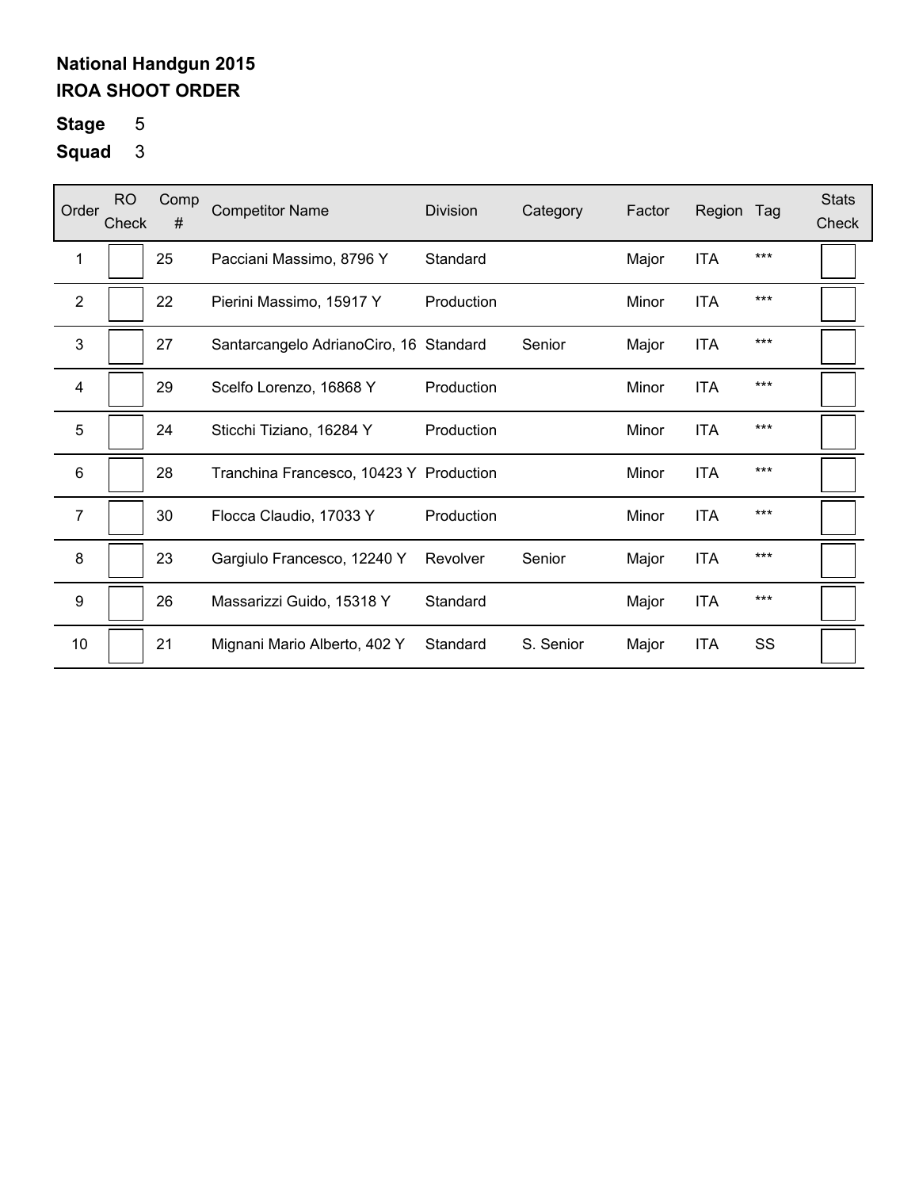**National Handgun 2015**
**IROA SHOOT ORDER**

**Stage** 5

**Squad** 3

| Order | RO Check | Comp # | Competitor Name | Division | Category | Factor | Region | Tag | Stats Check |
|---|---|---|---|---|---|---|---|---|---|
| 1 | | 25 | Pacciani Massimo, 8796 Y | Standard | | Major | ITA | *** | |
| 2 | | 22 | Pierini Massimo, 15917 Y | Production | | Minor | ITA | *** | |
| 3 | | 27 | Santarcangelo AdrianoCiro, 16 | Standard | Senior | Major | ITA | *** | |
| 4 | | 29 | Scelfo Lorenzo, 16868 Y | Production | | Minor | ITA | *** | |
| 5 | | 24 | Sticchi Tiziano, 16284 Y | Production | | Minor | ITA | *** | |
| 6 | | 28 | Tranchina Francesco, 10423 Y | Production | | Minor | ITA | *** | |
| 7 | | 30 | Flocca Claudio, 17033 Y | Production | | Minor | ITA | *** | |
| 8 | | 23 | Gargiulo Francesco, 12240 Y | Revolver | Senior | Major | ITA | *** | |
| 9 | | 26 | Massarizzi Guido, 15318 Y | Standard | | Major | ITA | *** | |
| 10 | | 21 | Mignani Mario Alberto, 402 Y | Standard | S. Senior | Major | ITA | SS | |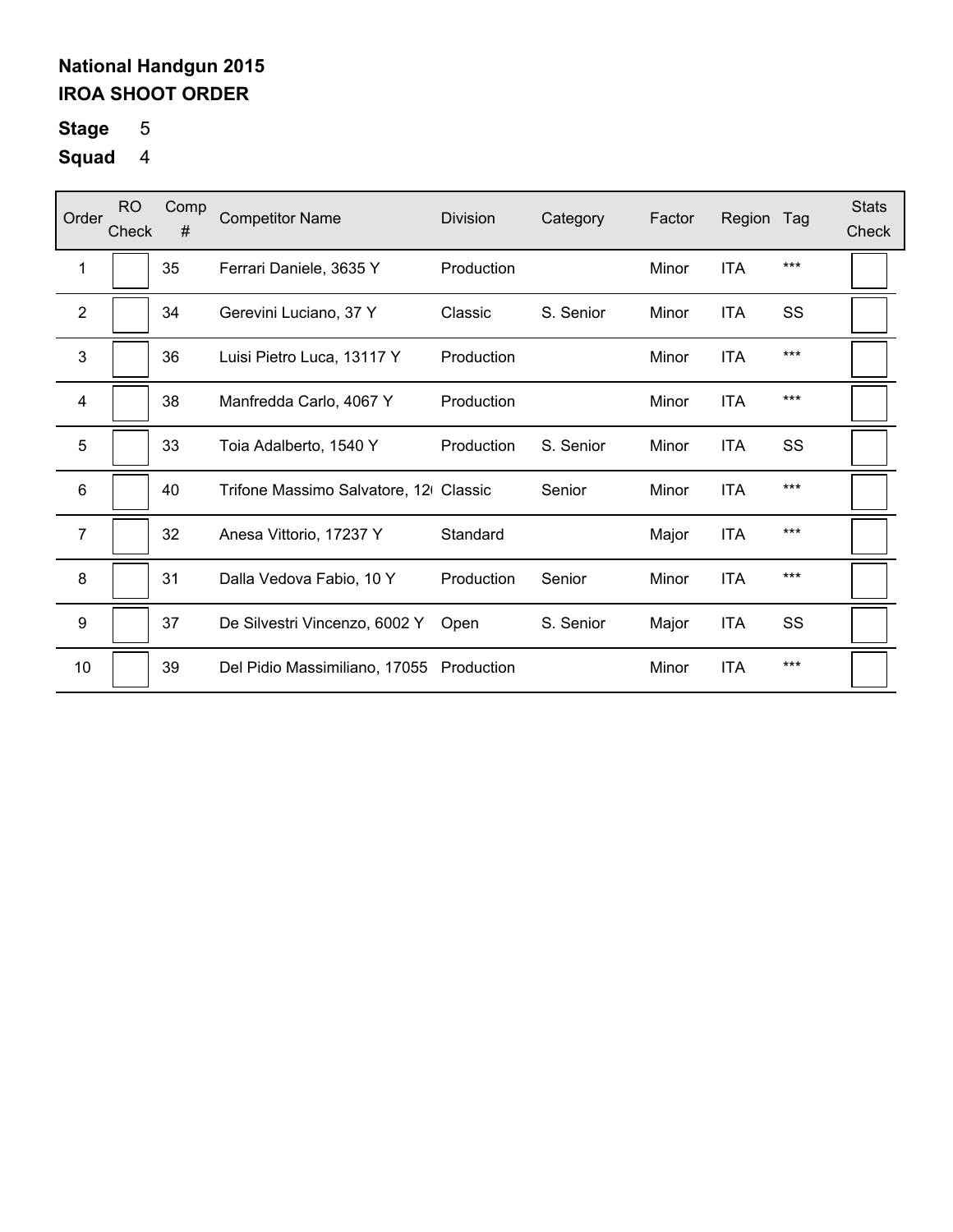**National Handgun 2015**
**IROA SHOOT ORDER**

**Stage** 5
**Squad** 4

| Order | RO Check | Comp # | Competitor Name | Division | Category | Factor | Region | Tag | Stats Check |
|---|---|---|---|---|---|---|---|---|---|
| 1 | | 35 | Ferrari Daniele, 3635 Y | Production | | Minor | ITA | *** | |
| 2 | | 34 | Gerevini Luciano, 37 Y | Classic | S. Senior | Minor | ITA | SS | |
| 3 | | 36 | Luisi Pietro Luca, 13117 Y | Production | | Minor | ITA | *** | |
| 4 | | 38 | Manfredda Carlo, 4067 Y | Production | | Minor | ITA | *** | |
| 5 | | 33 | Toia Adalberto, 1540 Y | Production | S. Senior | Minor | ITA | SS | |
| 6 | | 40 | Trifone Massimo Salvatore, 12( | Classic | Senior | Minor | ITA | *** | |
| 7 | | 32 | Anesa Vittorio, 17237 Y | Standard | | Major | ITA | *** | |
| 8 | | 31 | Dalla Vedova Fabio, 10 Y | Production | Senior | Minor | ITA | *** | |
| 9 | | 37 | De Silvestri Vincenzo, 6002 Y | Open | S. Senior | Major | ITA | SS | |
| 10 | | 39 | Del Pidio Massimiliano, 17055 | Production | | Minor | ITA | *** | |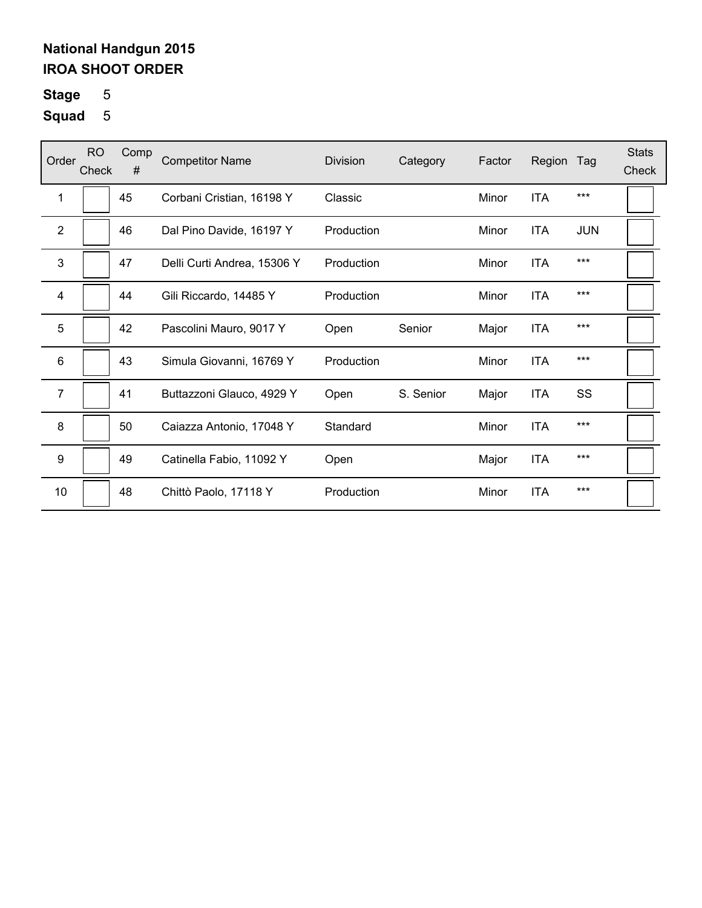**National Handgun 2015**
**IROA SHOOT ORDER**

**Stage** 5

**Squad** 5

| Order | RO Check | Comp # | Competitor Name | Division | Category | Factor | Region | Tag | Stats Check |
|---|---|---|---|---|---|---|---|---|---|
| 1 | | 45 | Corbani Cristian, 16198 Y | Classic | | Minor | ITA | *** | |
| 2 | | 46 | Dal Pino Davide, 16197 Y | Production | | Minor | ITA | JUN | |
| 3 | | 47 | Delli Curti Andrea, 15306 Y | Production | | Minor | ITA | *** | |
| 4 | | 44 | Gili Riccardo, 14485 Y | Production | | Minor | ITA | *** | |
| 5 | | 42 | Pascolini Mauro, 9017 Y | Open | Senior | Major | ITA | *** | |
| 6 | | 43 | Simula Giovanni, 16769 Y | Production | | Minor | ITA | *** | |
| 7 | | 41 | Buttazzoni Glauco, 4929 Y | Open | S. Senior | Major | ITA | SS | |
| 8 | | 50 | Caiazza Antonio, 17048 Y | Standard | | Minor | ITA | *** | |
| 9 | | 49 | Catinella Fabio, 11092 Y | Open | | Major | ITA | *** | |
| 10 | | 48 | Chittò Paolo, 17118 Y | Production | | Minor | ITA | *** | |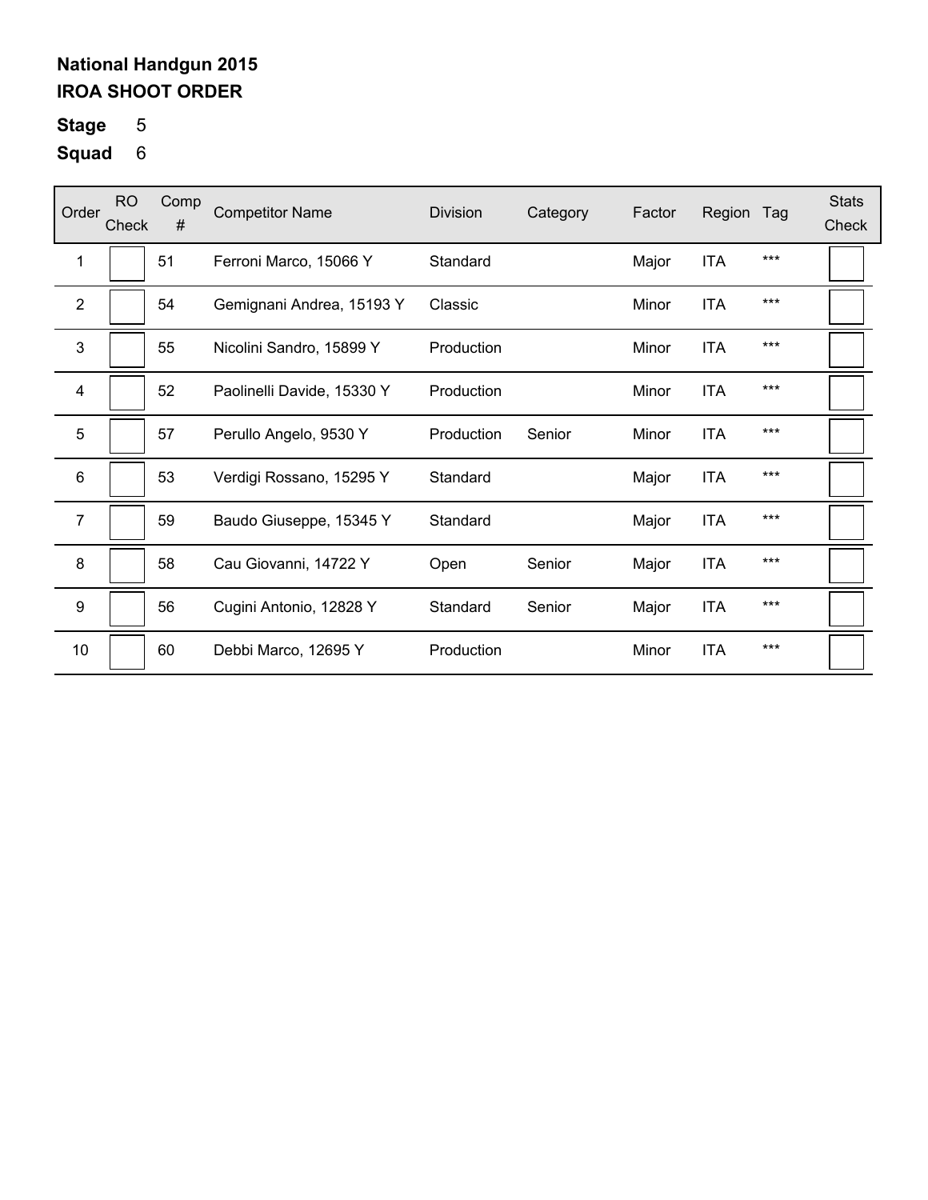**National Handgun 2015**
**IROA SHOOT ORDER**

**Stage** 5
**Squad** 6

| Order | RO Check | Comp # | Competitor Name | Division | Category | Factor | Region | Tag | Stats Check |
|---|---|---|---|---|---|---|---|---|---|
| 1 | | 51 | Ferroni Marco, 15066 Y | Standard | | Major | ITA | *** | |
| 2 | | 54 | Gemignani Andrea, 15193 Y | Classic | | Minor | ITA | *** | |
| 3 | | 55 | Nicolini Sandro, 15899 Y | Production | | Minor | ITA | *** | |
| 4 | | 52 | Paolinelli Davide, 15330 Y | Production | | Minor | ITA | *** | |
| 5 | | 57 | Perullo Angelo, 9530 Y | Production | Senior | Minor | ITA | *** | |
| 6 | | 53 | Verdigi Rossano, 15295 Y | Standard | | Major | ITA | *** | |
| 7 | | 59 | Baudo Giuseppe, 15345 Y | Standard | | Major | ITA | *** | |
| 8 | | 58 | Cau Giovanni, 14722 Y | Open | Senior | Major | ITA | *** | |
| 9 | | 56 | Cugini Antonio, 12828 Y | Standard | Senior | Major | ITA | *** | |
| 10 | | 60 | Debbi Marco, 12695 Y | Production | | Minor | ITA | *** | |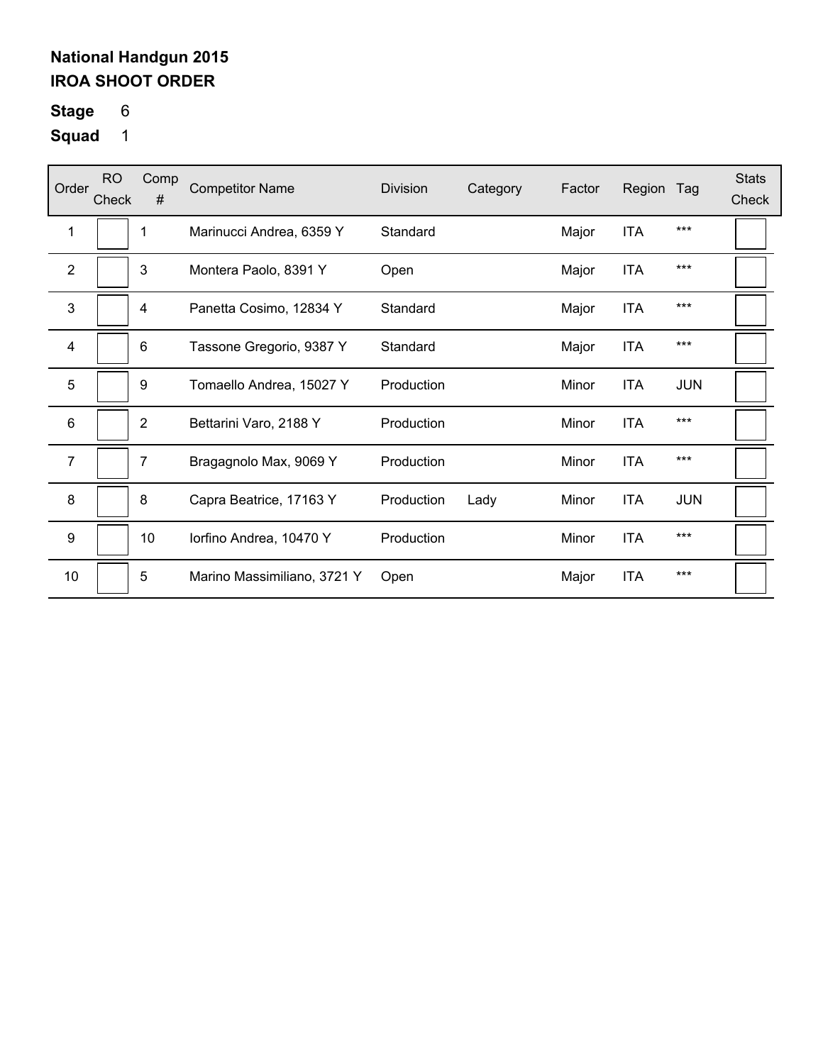**National Handgun 2015**
**IROA SHOOT ORDER**

**Stage** 6

**Squad** 1

| Order | RO Check | Comp # | Competitor Name | Division | Category | Factor | Region | Tag | Stats Check |
|---|---|---|---|---|---|---|---|---|---|
| 1 | | 1 | Marinucci Andrea, 6359 Y | Standard | | Major | ITA | *** | |
| 2 | | 3 | Montera Paolo, 8391 Y | Open | | Major | ITA | *** | |
| 3 | | 4 | Panetta Cosimo, 12834 Y | Standard | | Major | ITA | *** | |
| 4 | | 6 | Tassone Gregorio, 9387 Y | Standard | | Major | ITA | *** | |
| 5 | | 9 | Tomaello Andrea, 15027 Y | Production | | Minor | ITA | JUN | |
| 6 | | 2 | Bettarini Varo, 2188 Y | Production | | Minor | ITA | *** | |
| 7 | | 7 | Bragagnolo Max, 9069 Y | Production | | Minor | ITA | *** | |
| 8 | | 8 | Capra Beatrice, 17163 Y | Production | Lady | Minor | ITA | JUN | |
| 9 | | 10 | Iorfino Andrea, 10470 Y | Production | | Minor | ITA | *** | |
| 10 | | 5 | Marino Massimiliano, 3721 Y | Open | | Major | ITA | *** | |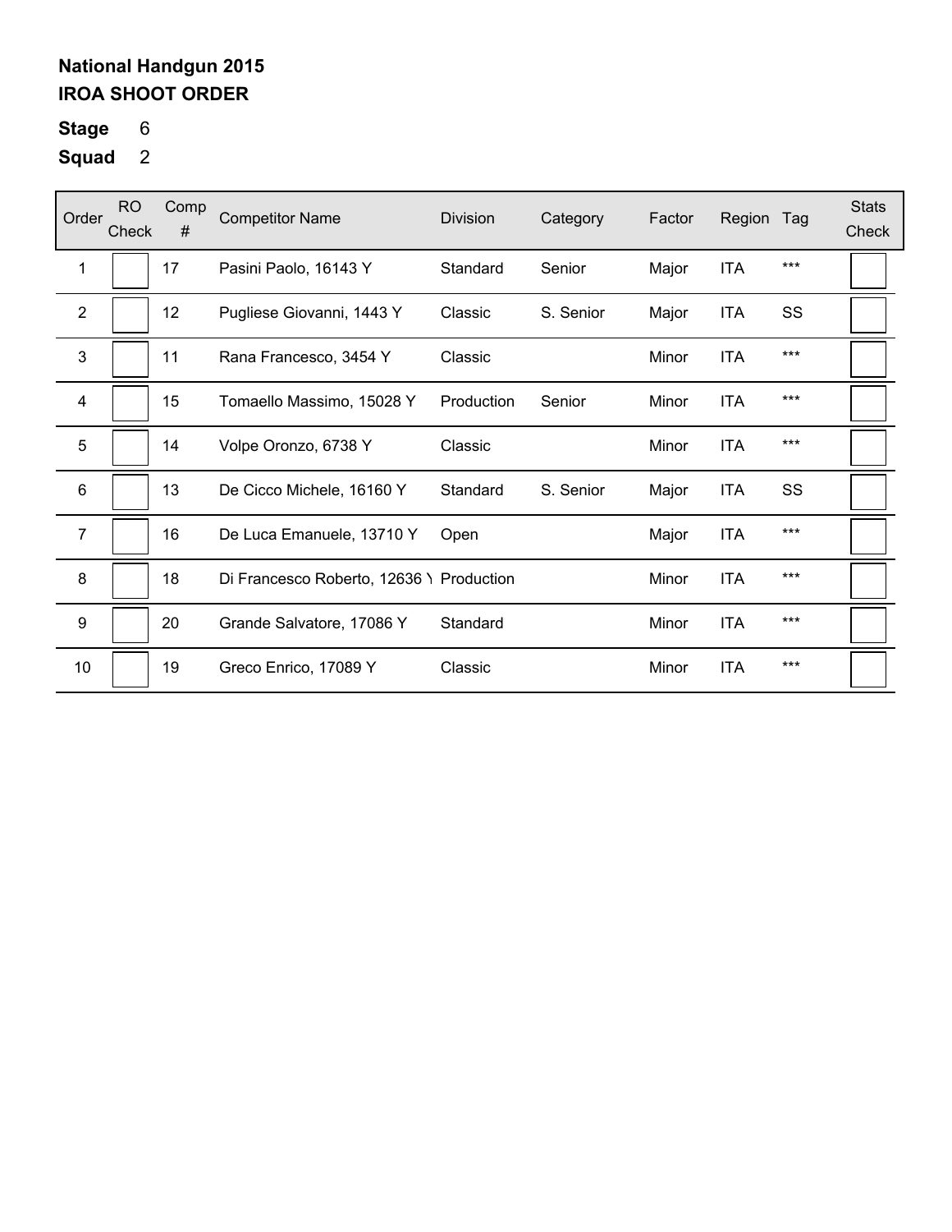**National Handgun 2015**
**IROA SHOOT ORDER**

**Stage** 6

**Squad** 2

| Order | RO Check | Comp # | Competitor Name | Division | Category | Factor | Region | Tag | Stats Check |
|---|---|---|---|---|---|---|---|---|---|
| 1 | | 17 | Pasini Paolo, 16143 Y | Standard | Senior | Major | ITA | *** | |
| 2 | | 12 | Pugliese Giovanni, 1443 Y | Classic | S. Senior | Major | ITA | SS | |
| 3 | | 11 | Rana Francesco, 3454 Y | Classic | | Minor | ITA | *** | |
| 4 | | 15 | Tomaello Massimo, 15028 Y | Production | Senior | Minor | ITA | *** | |
| 5 | | 14 | Volpe Oronzo, 6738 Y | Classic | | Minor | ITA | *** | |
| 6 | | 13 | De Cicco Michele, 16160 Y | Standard | S. Senior | Major | ITA | SS | |
| 7 | | 16 | De Luca Emanuele, 13710 Y | Open | | Major | ITA | *** | |
| 8 | | 18 | Di Francesco Roberto, 12636 Y | Production | | Minor | ITA | *** | |
| 9 | | 20 | Grande Salvatore, 17086 Y | Standard | | Minor | ITA | *** | |
| 10 | | 19 | Greco Enrico, 17089 Y | Classic | | Minor | ITA | *** | |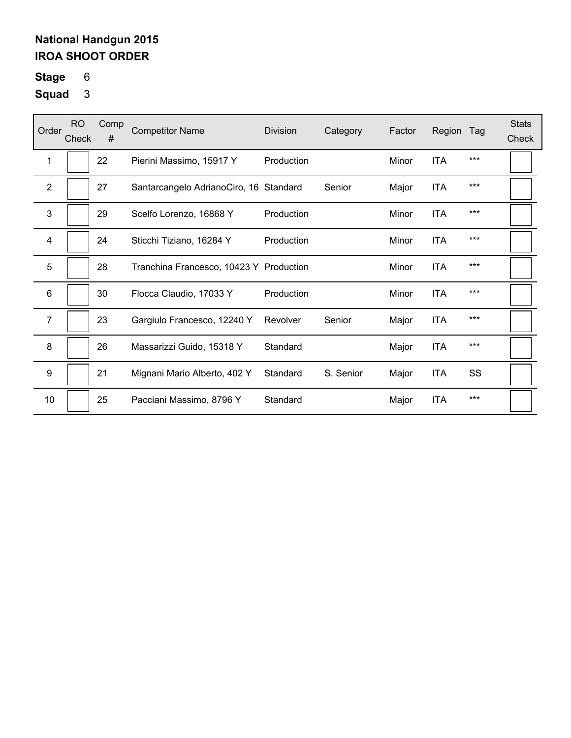**National Handgun 2015**
**IROA SHOOT ORDER**

**Stage** 6

**Squad** 3

| Order | RO Check | Comp # | Competitor Name | Division | Category | Factor | Region | Tag | Stats Check |
|---|---|---|---|---|---|---|---|---|---|
| 1 | | 22 | Pierini Massimo, 15917 Y | Production | | Minor | ITA | *** | |
| 2 | | 27 | Santarcangelo AdrianoCiro, 16 | Standard | Senior | Major | ITA | *** | |
| 3 | | 29 | Scelfo Lorenzo, 16868 Y | Production | | Minor | ITA | *** | |
| 4 | | 24 | Sticchi Tiziano, 16284 Y | Production | | Minor | ITA | *** | |
| 5 | | 28 | Tranchina Francesco, 10423 Y | Production | | Minor | ITA | *** | |
| 6 | | 30 | Flocca Claudio, 17033 Y | Production | | Minor | ITA | *** | |
| 7 | | 23 | Gargiulo Francesco, 12240 Y | Revolver | Senior | Major | ITA | *** | |
| 8 | | 26 | Massarizzi Guido, 15318 Y | Standard | | Major | ITA | *** | |
| 9 | | 21 | Mignani Mario Alberto, 402 Y | Standard | S. Senior | Major | ITA | SS | |
| 10 | | 25 | Pacciani Massimo, 8796 Y | Standard | | Major | ITA | *** | |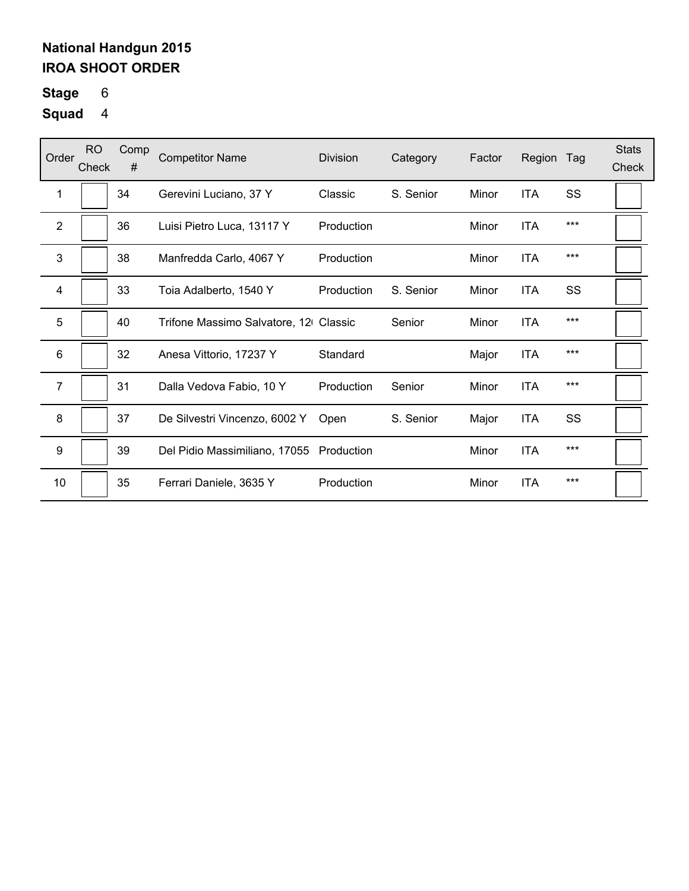**National Handgun 2015**
**IROA SHOOT ORDER**

**Stage** 6

**Squad** 4

| Order | RO Check | Comp # | Competitor Name | Division | Category | Factor | Region | Tag | Stats Check |
|---|---|---|---|---|---|---|---|---|---|
| 1 | | 34 | Gerevini Luciano, 37 Y | Classic | S. Senior | Minor | ITA | SS | |
| 2 | | 36 | Luisi Pietro Luca, 13117 Y | Production | | Minor | ITA | *** | |
| 3 | | 38 | Manfredda Carlo, 4067 Y | Production | | Minor | ITA | *** | |
| 4 | | 33 | Toia Adalberto, 1540 Y | Production | S. Senior | Minor | ITA | SS | |
| 5 | | 40 | Trifone Massimo Salvatore, 12( | Classic | Senior | Minor | ITA | *** | |
| 6 | | 32 | Anesa Vittorio, 17237 Y | Standard | | Major | ITA | *** | |
| 7 | | 31 | Dalla Vedova Fabio, 10 Y | Production | Senior | Minor | ITA | *** | |
| 8 | | 37 | De Silvestri Vincenzo, 6002 Y | Open | S. Senior | Major | ITA | SS | |
| 9 | | 39 | Del Pidio Massimiliano, 17055 | Production | | Minor | ITA | *** | |
| 10 | | 35 | Ferrari Daniele, 3635 Y | Production | | Minor | ITA | *** | |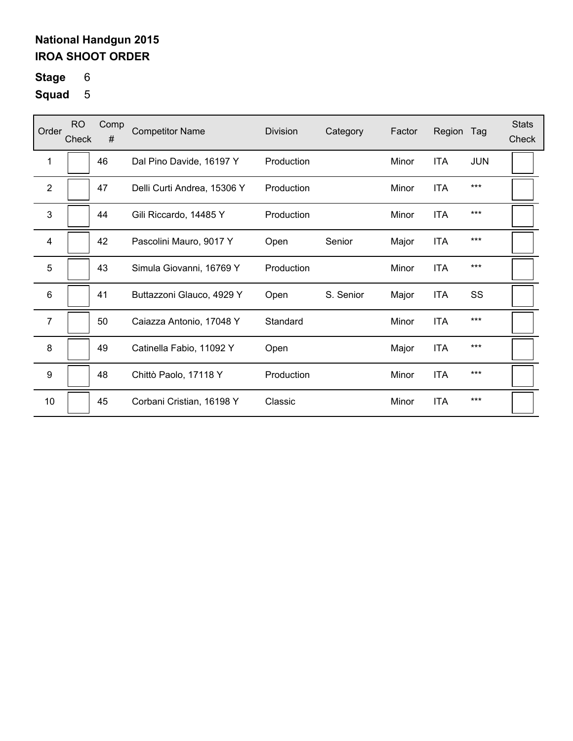**National Handgun 2015**
**IROA SHOOT ORDER**

**Stage** 6
**Squad** 5

| Order | RO Check | Comp # | Competitor Name | Division | Category | Factor | Region | Tag | Stats Check |
|---|---|---|---|---|---|---|---|---|---|
| 1 | | 46 | Dal Pino Davide, 16197 Y | Production | | Minor | ITA | JUN | |
| 2 | | 47 | Delli Curti Andrea, 15306 Y | Production | | Minor | ITA | *** | |
| 3 | | 44 | Gili Riccardo, 14485 Y | Production | | Minor | ITA | *** | |
| 4 | | 42 | Pascolini Mauro, 9017 Y | Open | Senior | Major | ITA | *** | |
| 5 | | 43 | Simula Giovanni, 16769 Y | Production | | Minor | ITA | *** | |
| 6 | | 41 | Buttazzoni Glauco, 4929 Y | Open | S. Senior | Major | ITA | SS | |
| 7 | | 50 | Caiazza Antonio, 17048 Y | Standard | | Minor | ITA | *** | |
| 8 | | 49 | Catinella Fabio, 11092 Y | Open | | Major | ITA | *** | |
| 9 | | 48 | Chittò Paolo, 17118 Y | Production | | Minor | ITA | *** | |
| 10 | | 45 | Corbani Cristian, 16198 Y | Classic | | Minor | ITA | *** | |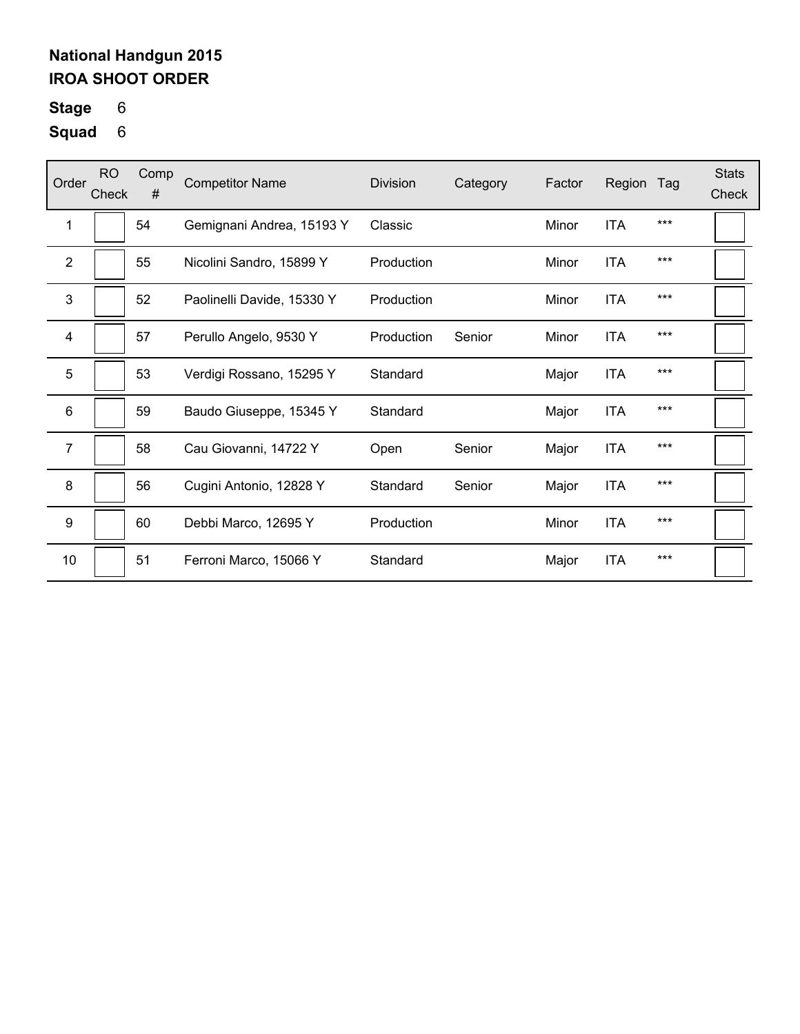**National Handgun 2015**
**IROA SHOOT ORDER**

**Stage** 6

**Squad** 6

| Order | RO Check | Comp # | Competitor Name | Division | Category | Factor | Region | Tag | Stats Check |
|---|---|---|---|---|---|---|---|---|---|
| 1 | | 54 | Gemignani Andrea, 15193 Y | Classic | | Minor | ITA | *** | |
| 2 | | 55 | Nicolini Sandro, 15899 Y | Production | | Minor | ITA | *** | |
| 3 | | 52 | Paolinelli Davide, 15330 Y | Production | | Minor | ITA | *** | |
| 4 | | 57 | Perullo Angelo, 9530 Y | Production | Senior | Minor | ITA | *** | |
| 5 | | 53 | Verdigi Rossano, 15295 Y | Standard | | Major | ITA | *** | |
| 6 | | 59 | Baudo Giuseppe, 15345 Y | Standard | | Major | ITA | *** | |
| 7 | | 58 | Cau Giovanni, 14722 Y | Open | Senior | Major | ITA | *** | |
| 8 | | 56 | Cugini Antonio, 12828 Y | Standard | Senior | Major | ITA | *** | |
| 9 | | 60 | Debbi Marco, 12695 Y | Production | | Minor | ITA | *** | |
| 10 | | 51 | Ferroni Marco, 15066 Y | Standard | | Major | ITA | *** | |